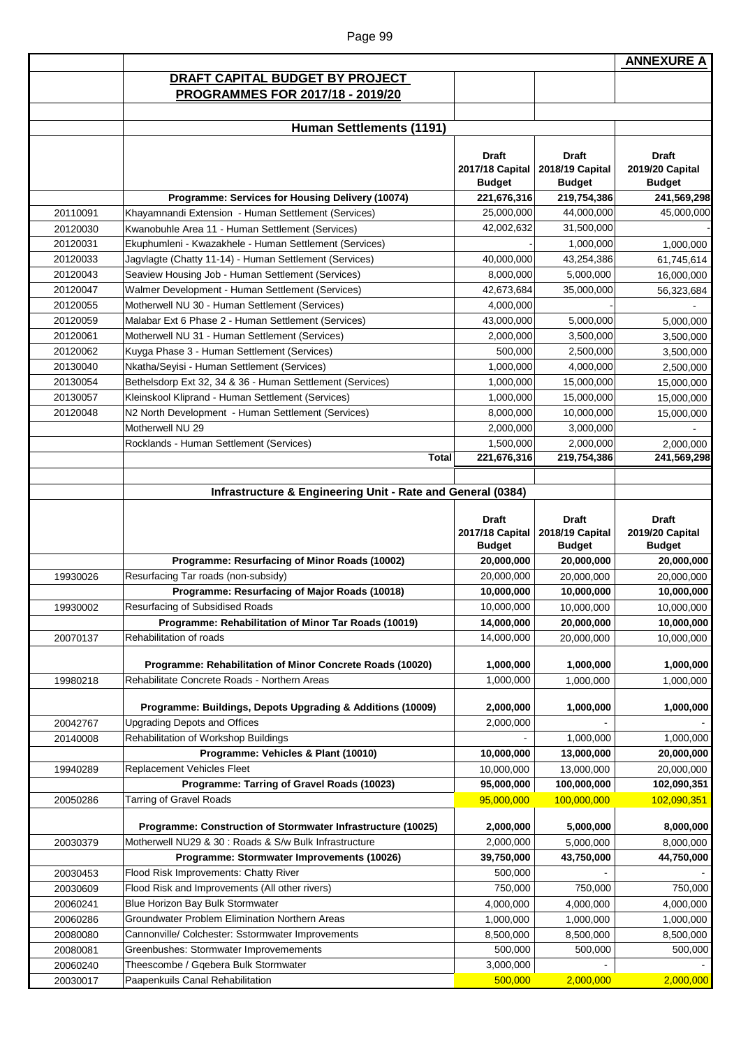**ANNEXURE A**

## DRAFT CAPITAL BUDGET BY PROJECT PROGRAMMES FOR 2017/18 - 2019/20

### Human Settlements (1191)

| | | Draft 2017/18 Capital Budget | Draft 2018/19 Capital Budget | Draft 2019/20 Capital Budget |
|---|---|---|---|---|
| | **Programme: Services for Housing Delivery (10074)** | **221,676,316** | **219,754,386** | **241,569,298** |
| 20110091 | Khayamnandi Extension - Human Settlement (Services) | 25,000,000 | 44,000,000 | 45,000,000 |
| 20120030 | Kwanobuhle Area 11 - Human Settlement (Services) | 42,002,632 | 31,500,000 | - |
| 20120031 | Ekuphumleni - Kwazakhele - Human Settlement (Services) | - | 1,000,000 | 1,000,000 |
| 20120033 | Jagvlagte (Chatty 11-14) - Human Settlement (Services) | 40,000,000 | 43,254,386 | 61,745,614 |
| 20120043 | Seaview Housing Job - Human Settlement (Services) | 8,000,000 | 5,000,000 | 16,000,000 |
| 20120047 | Walmer Development - Human Settlement (Services) | 42,673,684 | 35,000,000 | 56,323,684 |
| 20120055 | Motherwell NU 30 - Human Settlement (Services) | 4,000,000 | - | - |
| 20120059 | Malabar Ext 6 Phase 2 - Human Settlement (Services) | 43,000,000 | 5,000,000 | 5,000,000 |
| 20120061 | Motherwell NU 31 - Human Settlement (Services) | 2,000,000 | 3,500,000 | 3,500,000 |
| 20120062 | Kuyga Phase 3 - Human Settlement (Services) | 500,000 | 2,500,000 | 3,500,000 |
| 20130040 | Nkatha/Seyisi - Human Settlement (Services) | 1,000,000 | 4,000,000 | 2,500,000 |
| 20130054 | Bethelsdorp Ext 32, 34 & 36 - Human Settlement (Services) | 1,000,000 | 15,000,000 | 15,000,000 |
| 20130057 | Kleinskool Kliprand - Human Settlement (Services) | 1,000,000 | 15,000,000 | 15,000,000 |
| 20120048 | N2 North Development - Human Settlement (Services) | 8,000,000 | 10,000,000 | 15,000,000 |
| | Motherwell NU 29 | 2,000,000 | 3,000,000 | - |
| | Rocklands - Human Settlement (Services) | 1,500,000 | 2,000,000 | 2,000,000 |
| | **Total** | **221,676,316** | **219,754,386** | **241,569,298** |

### Infrastructure & Engineering Unit - Rate and General (0384)

| | | Draft 2017/18 Capital Budget | Draft 2018/19 Capital Budget | Draft 2019/20 Capital Budget |
|---|---|---|---|---|
| | **Programme: Resurfacing of Minor Roads (10002)** | **20,000,000** | **20,000,000** | **20,000,000** |
| 19930026 | Resurfacing Tar roads (non-subsidy) | 20,000,000 | 20,000,000 | 20,000,000 |
| | **Programme: Resurfacing of Major Roads (10018)** | **10,000,000** | **10,000,000** | **10,000,000** |
| 19930002 | Resurfacing of Subsidised Roads | 10,000,000 | 10,000,000 | 10,000,000 |
| | **Programme: Rehabilitation of Minor Tar Roads (10019)** | **14,000,000** | **20,000,000** | **10,000,000** |
| 20070137 | Rehabilitation of roads | 14,000,000 | 20,000,000 | 10,000,000 |
| | **Programme: Rehabilitation of Minor Concrete Roads (10020)** | **1,000,000** | **1,000,000** | **1,000,000** |
| 19980218 | Rehabilitate Concrete Roads - Northern Areas | 1,000,000 | 1,000,000 | 1,000,000 |
| | **Programme: Buildings, Depots Upgrading & Additions (10009)** | **2,000,000** | **1,000,000** | **1,000,000** |
| 20042767 | Upgrading Depots and Offices | 2,000,000 | - | - |
| 20140008 | Rehabilitation of Workshop Buildings | - | 1,000,000 | 1,000,000 |
| | **Programme: Vehicles & Plant (10010)** | **10,000,000** | **13,000,000** | **20,000,000** |
| 19940289 | Replacement Vehicles Fleet | 10,000,000 | 13,000,000 | 20,000,000 |
| | **Programme: Tarring of Gravel Roads (10023)** | **95,000,000** | **100,000,000** | **102,090,351** |
| 20050286 | Tarring of Gravel Roads | 95,000,000 | 100,000,000 | 102,090,351 |
| | **Programme: Construction of Stormwater Infrastructure (10025)** | **2,000,000** | **5,000,000** | **8,000,000** |
| 20030379 | Motherwell NU29 & 30 : Roads & S/w Bulk Infrastructure | 2,000,000 | 5,000,000 | 8,000,000 |
| | **Programme: Stormwater Improvements (10026)** | **39,750,000** | **43,750,000** | **44,750,000** |
| 20030453 | Flood Risk Improvements: Chatty River | 500,000 | - | - |
| 20030609 | Flood Risk and Improvements (All other rivers) | 750,000 | 750,000 | 750,000 |
| 20060241 | Blue Horizon Bay Bulk Stormwater | 4,000,000 | 4,000,000 | 4,000,000 |
| 20060286 | Groundwater Problem Elimination Northern Areas | 1,000,000 | 1,000,000 | 1,000,000 |
| 20080080 | Cannonville/ Colchester: Sstormwater Improvements | 8,500,000 | 8,500,000 | 8,500,000 |
| 20080081 | Greenbushes: Stormwater Improvemements | 500,000 | 500,000 | 500,000 |
| 20060240 | Theescombe / Gqebera Bulk Stormwater | 3,000,000 | - | - |
| 20030017 | Paapenkuils Canal Rehabilitation | 500,000 | 2,000,000 | 2,000,000 |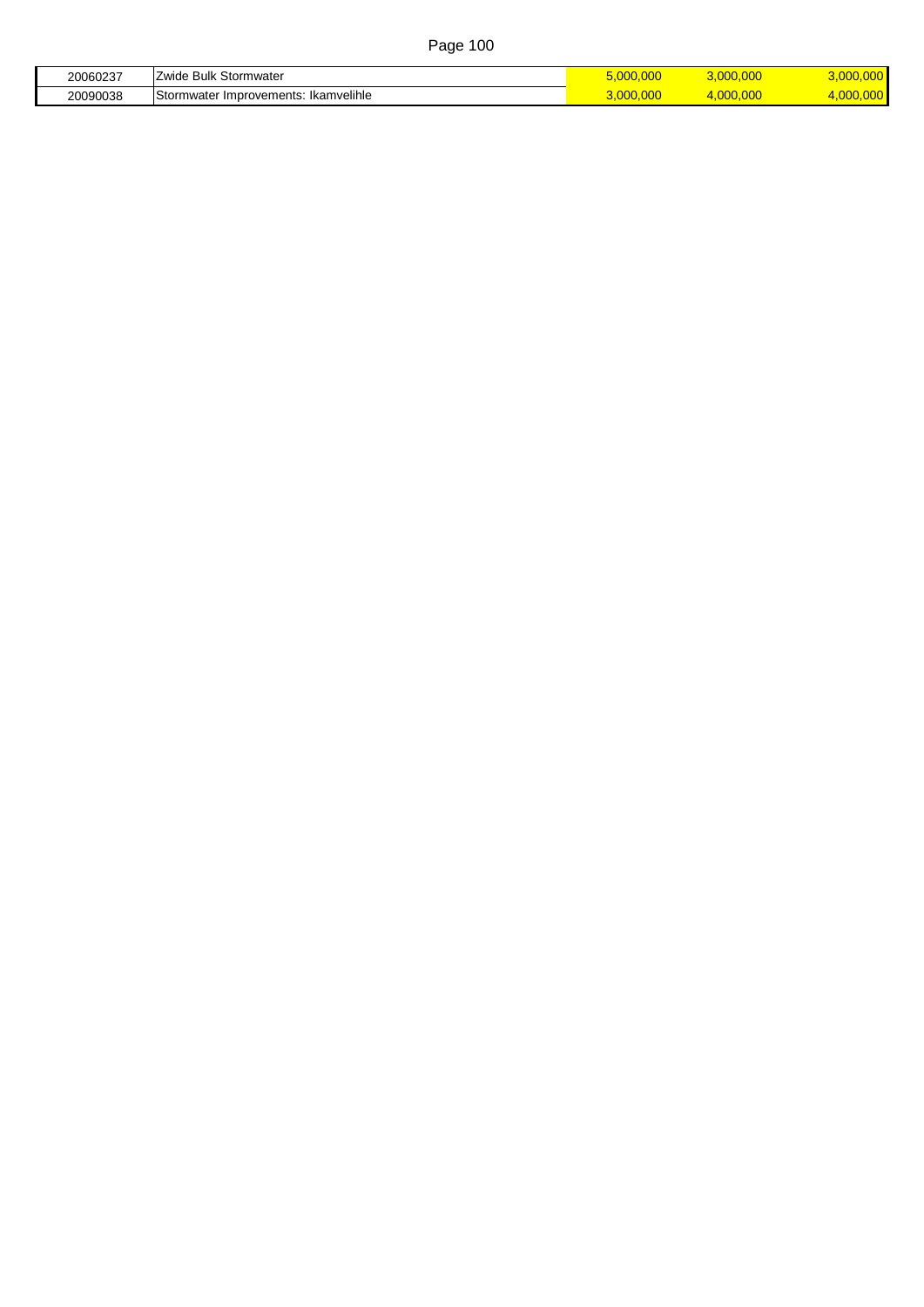| | | | | |
|---|---|---|---|---|
| 20060237 | Zwide Bulk Stormwater | 5,000,000 | 3,000,000 | 3,000,000 |
| 20090038 | Stormwater Improvements: Ikamvelihle | 3,000,000 | 4,000,000 | 4,000,000 |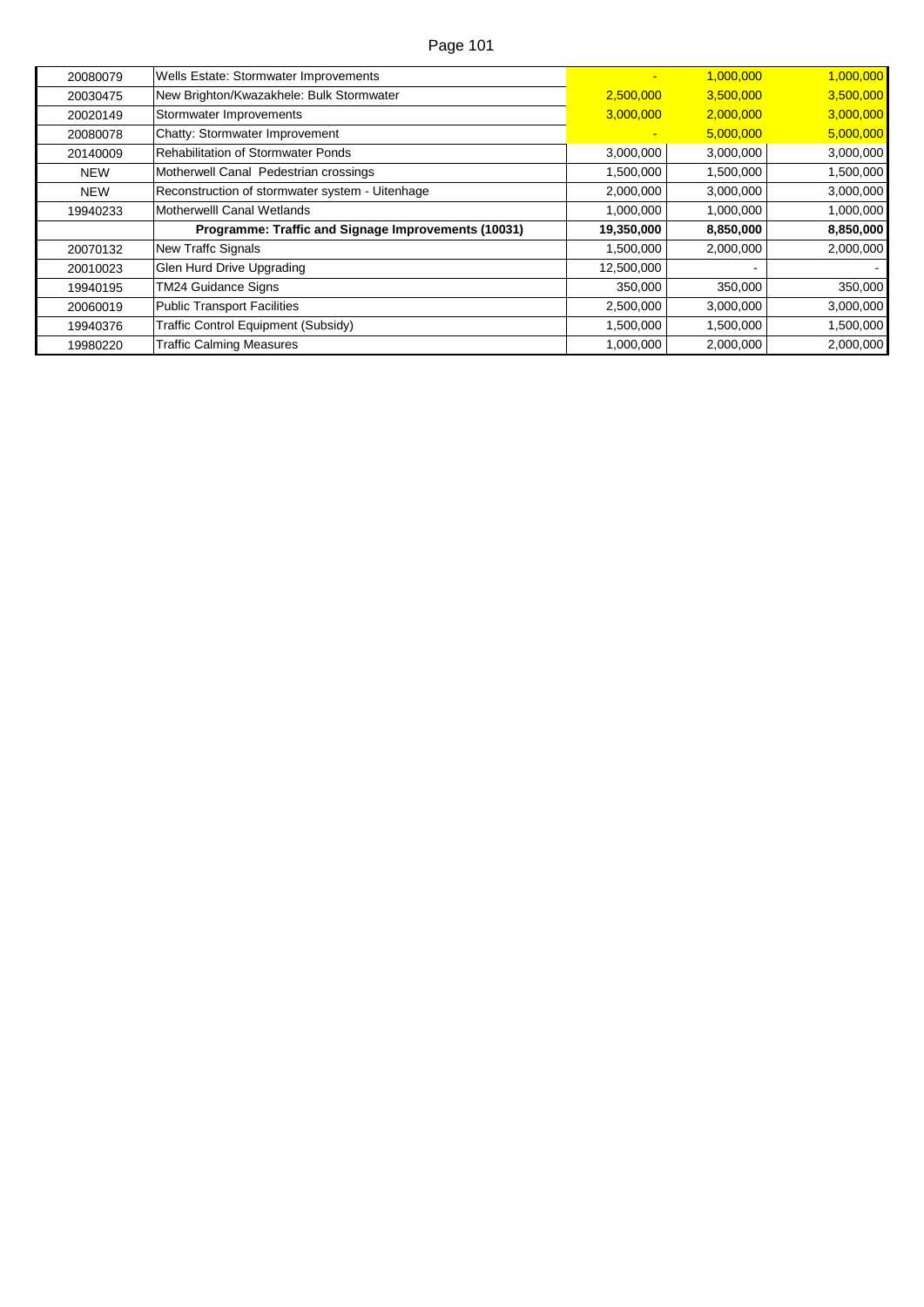| | | | | |
|---|---|---|---|---|
| 20080079 | Wells Estate: Stormwater Improvements | - | 1,000,000 | 1,000,000 |
| 20030475 | New Brighton/Kwazakhele: Bulk Stormwater | 2,500,000 | 3,500,000 | 3,500,000 |
| 20020149 | Stormwater Improvements | 3,000,000 | 2,000,000 | 3,000,000 |
| 20080078 | Chatty: Stormwater Improvement | - | 5,000,000 | 5,000,000 |
| 20140009 | Rehabilitation of Stormwater Ponds | 3,000,000 | 3,000,000 | 3,000,000 |
| NEW | Motherwell Canal Pedestrian crossings | 1,500,000 | 1,500,000 | 1,500,000 |
| NEW | Reconstruction of stormwater system - Uitenhage | 2,000,000 | 3,000,000 | 3,000,000 |
| 19940233 | Motherwelll Canal Wetlands | 1,000,000 | 1,000,000 | 1,000,000 |
| | **Programme: Traffic and Signage Improvements (10031)** | **19,350,000** | **8,850,000** | **8,850,000** |
| 20070132 | New Traffc Signals | 1,500,000 | 2,000,000 | 2,000,000 |
| 20010023 | Glen Hurd Drive Upgrading | 12,500,000 | - | - |
| 19940195 | TM24 Guidance Signs | 350,000 | 350,000 | 350,000 |
| 20060019 | Public Transport Facilities | 2,500,000 | 3,000,000 | 3,000,000 |
| 19940376 | Traffic Control Equipment (Subsidy) | 1,500,000 | 1,500,000 | 1,500,000 |
| 19980220 | Traffic Calming Measures | 1,000,000 | 2,000,000 | 2,000,000 |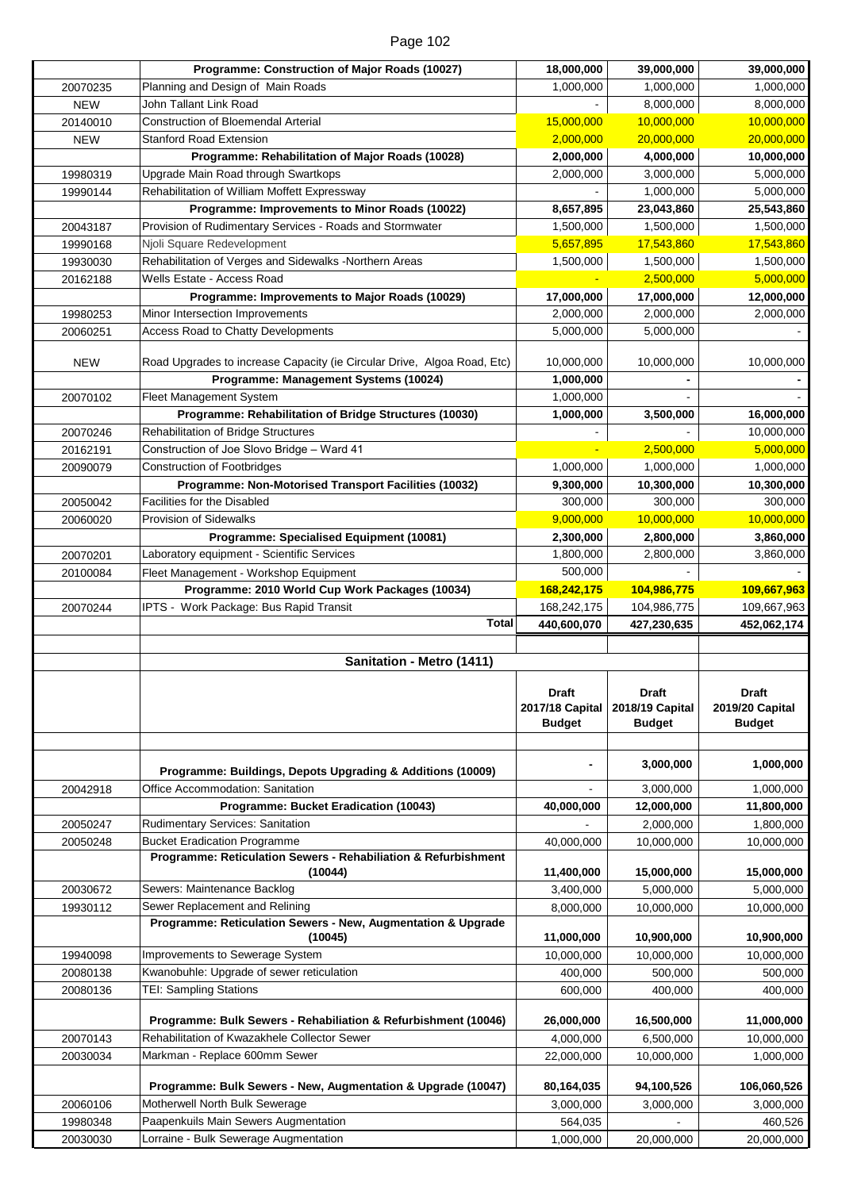| | Programme: Construction of Major Roads (10027) | 18,000,000 | 39,000,000 | 39,000,000 |
|---|---|---|---|---|
| 20070235 | Planning and Design of Main Roads | 1,000,000 | 1,000,000 | 1,000,000 |
| NEW | John Tallant Link Road | - | 8,000,000 | 8,000,000 |
| 20140010 | Construction of Bloemendal Arterial | 15,000,000 | 10,000,000 | 10,000,000 |
| NEW | Stanford Road Extension | 2,000,000 | 20,000,000 | 20,000,000 |
| | **Programme: Rehabilitation of Major Roads (10028)** | **2,000,000** | **4,000,000** | **10,000,000** |
| 19980319 | Upgrade Main Road through Swartkops | 2,000,000 | 3,000,000 | 5,000,000 |
| 19990144 | Rehabilitation of William Moffett Expressway | - | 1,000,000 | 5,000,000 |
| | **Programme: Improvements to Minor Roads (10022)** | **8,657,895** | **23,043,860** | **25,543,860** |
| 20043187 | Provision of Rudimentary Services - Roads and Stormwater | 1,500,000 | 1,500,000 | 1,500,000 |
| 19990168 | Njoli Square Redevelopment | 5,657,895 | 17,543,860 | 17,543,860 |
| 19930030 | Rehabilitation of Verges and Sidewalks -Northern Areas | 1,500,000 | 1,500,000 | 1,500,000 |
| 20162188 | Wells Estate - Access Road | - | 2,500,000 | 5,000,000 |
| | **Programme: Improvements to Major Roads (10029)** | **17,000,000** | **17,000,000** | **12,000,000** |
| 19980253 | Minor Intersection Improvements | 2,000,000 | 2,000,000 | 2,000,000 |
| 20060251 | Access Road to Chatty Developments | 5,000,000 | 5,000,000 | - |
| NEW | Road Upgrades to increase Capacity (ie Circular Drive, Algoa Road, Etc) | 10,000,000 | 10,000,000 | 10,000,000 |
| | **Programme: Management Systems (10024)** | **1,000,000** | **-** | **-** |
| 20070102 | Fleet Management System | 1,000,000 | - | - |
| | **Programme: Rehabilitation of Bridge Structures (10030)** | **1,000,000** | **3,500,000** | **16,000,000** |
| 20070246 | Rehabilitation of Bridge Structures | - | - | 10,000,000 |
| 20162191 | Construction of Joe Slovo Bridge – Ward 41 | - | 2,500,000 | 5,000,000 |
| 20090079 | Construction of Footbridges | 1,000,000 | 1,000,000 | 1,000,000 |
| | **Programme: Non-Motorised Transport Facilities (10032)** | **9,300,000** | **10,300,000** | **10,300,000** |
| 20050042 | Facilities for the Disabled | 300,000 | 300,000 | 300,000 |
| 20060020 | Provision of Sidewalks | 9,000,000 | 10,000,000 | 10,000,000 |
| | **Programme: Specialised Equipment (10081)** | **2,300,000** | **2,800,000** | **3,860,000** |
| 20070201 | Laboratory equipment - Scientific Services | 1,800,000 | 2,800,000 | 3,860,000 |
| 20100084 | Fleet Management - Workshop Equipment | 500,000 | - | - |
| | **Programme: 2010 World Cup Work Packages (10034)** | **168,242,175** | **104,986,775** | **109,667,963** |
| 20070244 | IPTS - Work Package: Bus Rapid Transit | 168,242,175 | 104,986,775 | 109,667,963 |
| | **Total** | **440,600,070** | **427,230,635** | **452,062,174** |

| | Sanitation - Metro (1411) | Draft 2017/18 Capital Budget | Draft 2018/19 Capital Budget | Draft 2019/20 Capital Budget |
|---|---|---|---|---|
| | **Programme: Buildings, Depots Upgrading & Additions (10009)** | **-** | **3,000,000** | **1,000,000** |
| 20042918 | Office Accommodation: Sanitation | - | 3,000,000 | 1,000,000 |
| | **Programme: Bucket Eradication (10043)** | **40,000,000** | **12,000,000** | **11,800,000** |
| 20050247 | Rudimentary Services: Sanitation | - | 2,000,000 | 1,800,000 |
| 20050248 | Bucket Eradication Programme | 40,000,000 | 10,000,000 | 10,000,000 |
| | **Programme: Reticulation Sewers - Rehabiliation & Refurbishment (10044)** | **11,400,000** | **15,000,000** | **15,000,000** |
| 20030672 | Sewers: Maintenance Backlog | 3,400,000 | 5,000,000 | 5,000,000 |
| 19930112 | Sewer Replacement and Relining | 8,000,000 | 10,000,000 | 10,000,000 |
| | **Programme: Reticulation Sewers - New, Augmentation & Upgrade (10045)** | **11,000,000** | **10,900,000** | **10,900,000** |
| 19940098 | Improvements to Sewerage System | 10,000,000 | 10,000,000 | 10,000,000 |
| 20080138 | Kwanobuhle: Upgrade of sewer reticulation | 400,000 | 500,000 | 500,000 |
| 20080136 | TEI: Sampling Stations | 600,000 | 400,000 | 400,000 |
| | **Programme: Bulk Sewers - Rehabiliation & Refurbishment (10046)** | **26,000,000** | **16,500,000** | **11,000,000** |
| 20070143 | Rehabilitation of Kwazakhele Collector Sewer | 4,000,000 | 6,500,000 | 10,000,000 |
| 20030034 | Markman - Replace 600mm Sewer | 22,000,000 | 10,000,000 | 1,000,000 |
| | **Programme: Bulk Sewers - New, Augmentation & Upgrade (10047)** | **80,164,035** | **94,100,526** | **106,060,526** |
| 20060106 | Motherwell North Bulk Sewerage | 3,000,000 | 3,000,000 | 3,000,000 |
| 19980348 | Paapenkuils Main Sewers Augmentation | 564,035 | - | 460,526 |
| 20030030 | Lorraine - Bulk Sewerage Augmentation | 1,000,000 | 20,000,000 | 20,000,000 |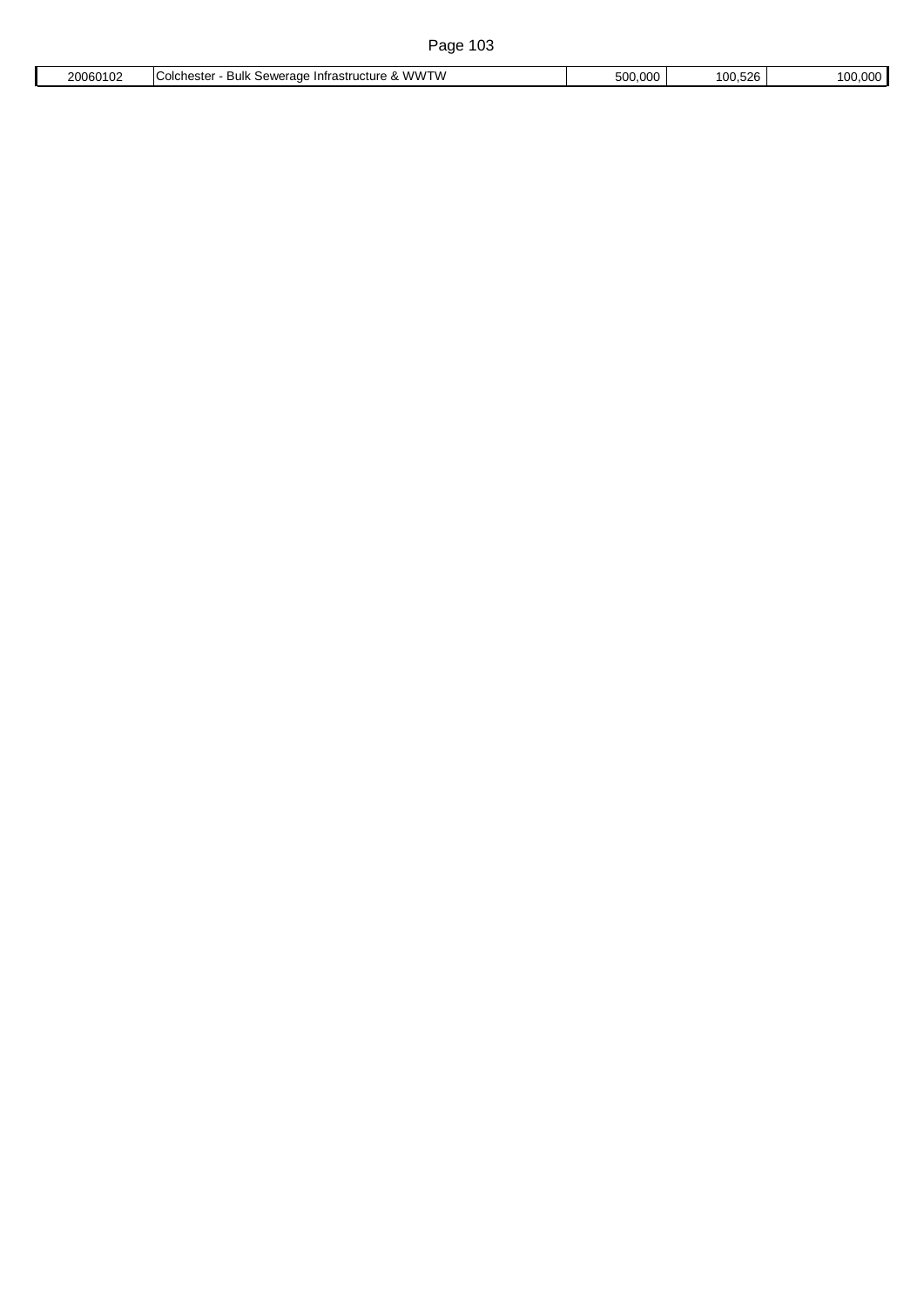| | | | | |
|---|---|---|---|---|
| 20060102 | Colchester - Bulk Sewerage Infrastructure & WWTW | 500,000 | 100,526 | 100,000 |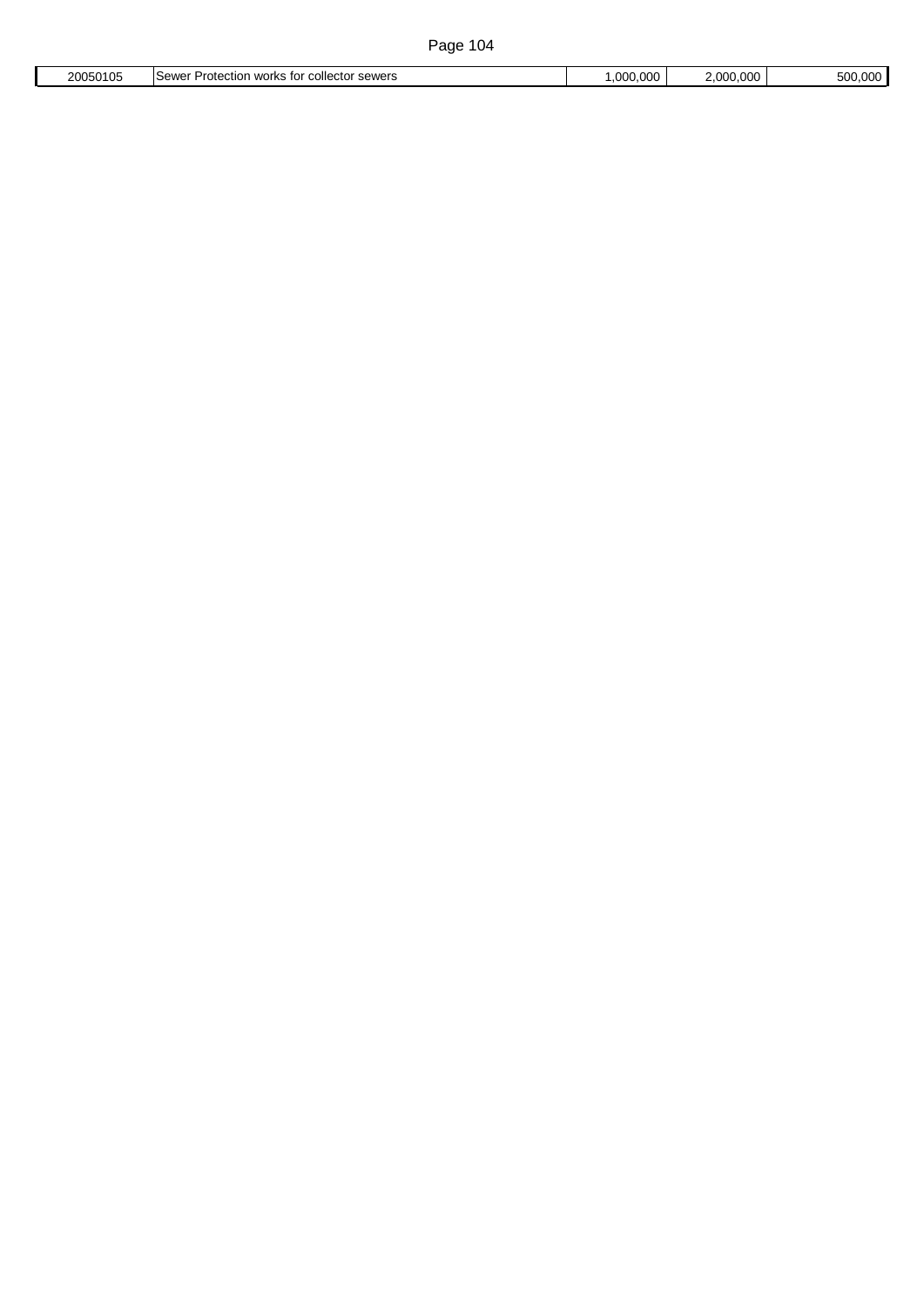| 20050105 | Sewer Protection works for collector sewers | 1,000,000 | 2,000,000 | 500,000 |
|---|---|---|---|---|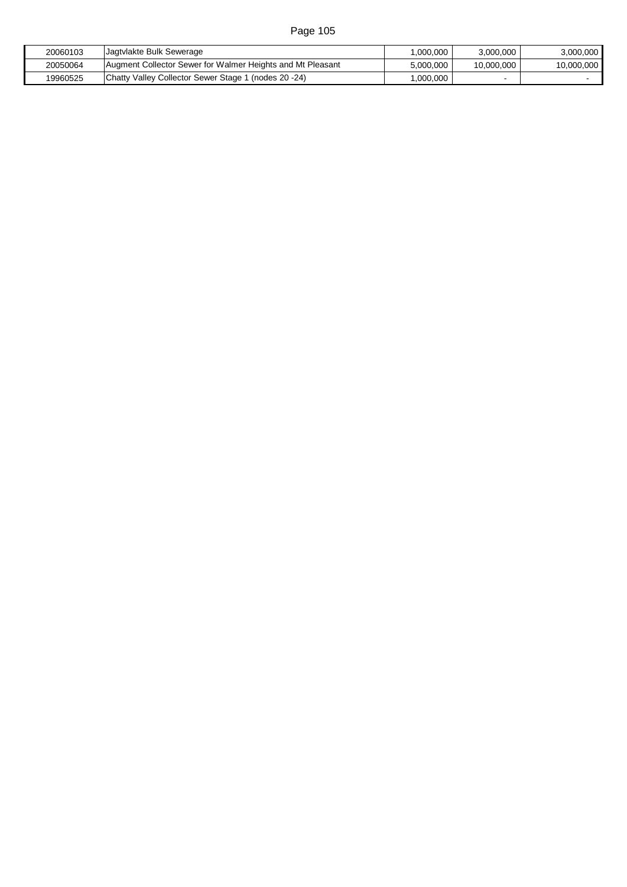| | | | | |
|---|---|---|---|---|
| 20060103 | Jagtvlakte Bulk Sewerage | 1,000,000 | 3,000,000 | 3,000,000 |
| 20050064 | Augment Collector Sewer for Walmer Heights and Mt Pleasant | 5,000,000 | 10,000,000 | 10,000,000 |
| 19960525 | Chatty Valley Collector Sewer Stage 1 (nodes 20 -24) | 1,000,000 | - | - |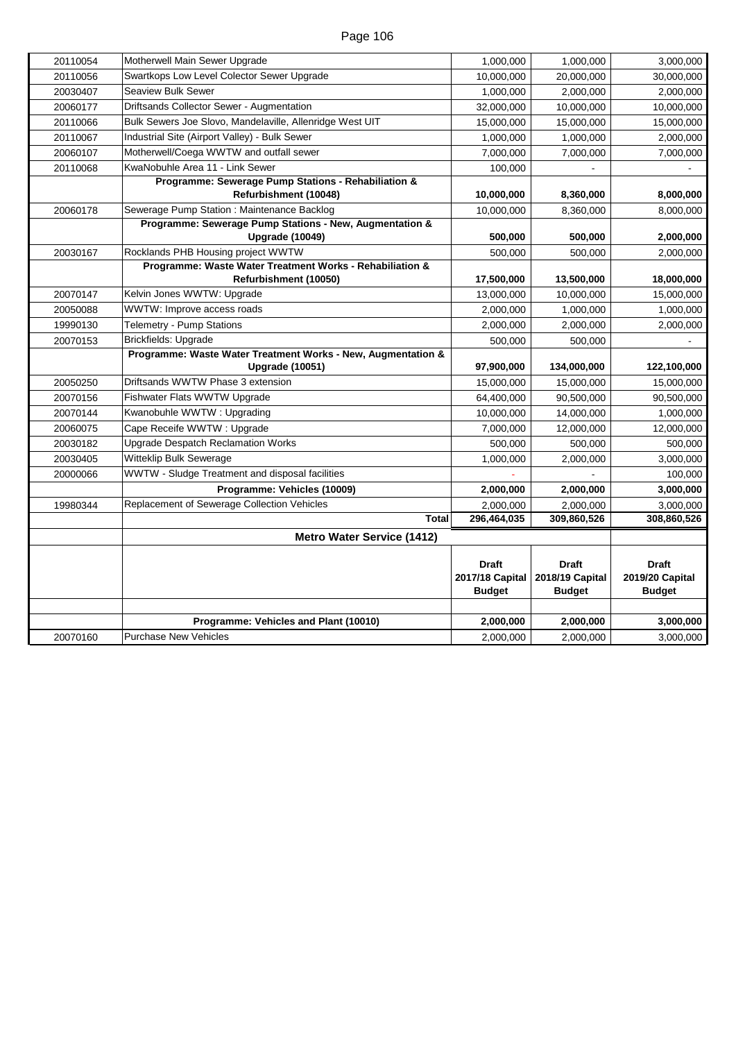| | | | | |
|---|---|---|---|---|
| 20110054 | Motherwell Main Sewer Upgrade | 1,000,000 | 1,000,000 | 3,000,000 |
| 20110056 | Swartkops Low Level Colector Sewer Upgrade | 10,000,000 | 20,000,000 | 30,000,000 |
| 20030407 | Seaview Bulk Sewer | 1,000,000 | 2,000,000 | 2,000,000 |
| 20060177 | Driftsands Collector Sewer - Augmentation | 32,000,000 | 10,000,000 | 10,000,000 |
| 20110066 | Bulk Sewers Joe Slovo, Mandelaville, Allenridge West UIT | 15,000,000 | 15,000,000 | 15,000,000 |
| 20110067 | Industrial Site (Airport Valley) - Bulk Sewer | 1,000,000 | 1,000,000 | 2,000,000 |
| 20060107 | Motherwell/Coega WWTW and outfall sewer | 7,000,000 | 7,000,000 | 7,000,000 |
| 20110068 | KwaNobuhle Area 11 - Link Sewer | 100,000 | - | - |
| | **Programme: Sewerage Pump Stations - Rehabiliation & Refurbishment (10048)** | **10,000,000** | **8,360,000** | **8,000,000** |
| 20060178 | Sewerage Pump Station : Maintenance Backlog | 10,000,000 | 8,360,000 | 8,000,000 |
| | **Programme: Sewerage Pump Stations - New, Augmentation & Upgrade (10049)** | **500,000** | **500,000** | **2,000,000** |
| 20030167 | Rocklands PHB Housing project WWTW | 500,000 | 500,000 | 2,000,000 |
| | **Programme: Waste Water Treatment Works - Rehabiliation & Refurbishment (10050)** | **17,500,000** | **13,500,000** | **18,000,000** |
| 20070147 | Kelvin Jones WWTW: Upgrade | 13,000,000 | 10,000,000 | 15,000,000 |
| 20050088 | WWTW: Improve access roads | 2,000,000 | 1,000,000 | 1,000,000 |
| 19990130 | Telemetry - Pump Stations | 2,000,000 | 2,000,000 | 2,000,000 |
| 20070153 | Brickfields: Upgrade | 500,000 | 500,000 | - |
| | **Programme: Waste Water Treatment Works - New, Augmentation & Upgrade (10051)** | **97,900,000** | **134,000,000** | **122,100,000** |
| 20050250 | Driftsands WWTW Phase 3 extension | 15,000,000 | 15,000,000 | 15,000,000 |
| 20070156 | Fishwater Flats WWTW Upgrade | 64,400,000 | 90,500,000 | 90,500,000 |
| 20070144 | Kwanobuhle WWTW : Upgrading | 10,000,000 | 14,000,000 | 1,000,000 |
| 20060075 | Cape Receife WWTW : Upgrade | 7,000,000 | 12,000,000 | 12,000,000 |
| 20030182 | Upgrade Despatch Reclamation Works | 500,000 | 500,000 | 500,000 |
| 20030405 | Witteklip Bulk Sewerage | 1,000,000 | 2,000,000 | 3,000,000 |
| 20000066 | WWTW - Sludge Treatment and disposal facilities | - | - | 100,000 |
| | **Programme: Vehicles (10009)** | **2,000,000** | **2,000,000** | **3,000,000** |
| 19980344 | Replacement of Sewerage Collection Vehicles | 2,000,000 | 2,000,000 | 3,000,000 |
| | **Total** | **296,464,035** | **309,860,526** | **308,860,526** |

**Metro Water Service (1412)**

| | | Draft 2017/18 Capital Budget | Draft 2018/19 Capital Budget | Draft 2019/20 Capital Budget |
|---|---|---|---|---|
| | **Programme: Vehicles and Plant (10010)** | **2,000,000** | **2,000,000** | **3,000,000** |
| 20070160 | Purchase New Vehicles | 2,000,000 | 2,000,000 | 3,000,000 |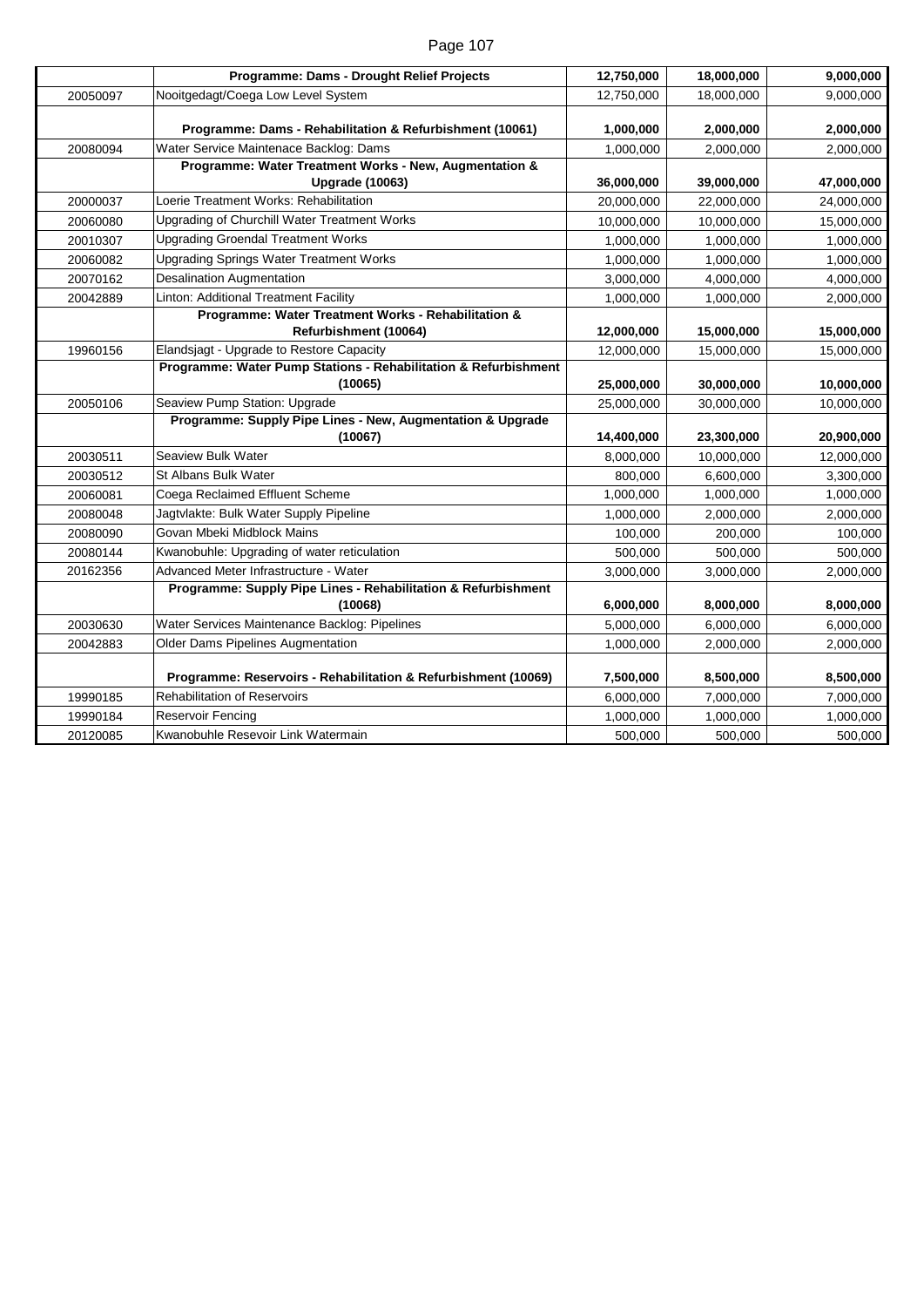| | Programme: Dams - Drought Relief Projects | 12,750,000 | 18,000,000 | 9,000,000 |
|---|---|---|---|---|
| 20050097 | Nooitgedagt/Coega Low Level System | 12,750,000 | 18,000,000 | 9,000,000 |
| | **Programme: Dams - Rehabilitation & Refurbishment (10061)** | **1,000,000** | **2,000,000** | **2,000,000** |
| 20080094 | Water Service Maintenace Backlog: Dams | 1,000,000 | 2,000,000 | 2,000,000 |
| | **Programme: Water Treatment Works - New, Augmentation & Upgrade (10063)** | **36,000,000** | **39,000,000** | **47,000,000** |
| 20000037 | Loerie Treatment Works: Rehabilitation | 20,000,000 | 22,000,000 | 24,000,000 |
| 20060080 | Upgrading of Churchill Water Treatment Works | 10,000,000 | 10,000,000 | 15,000,000 |
| 20010307 | Upgrading Groendal Treatment Works | 1,000,000 | 1,000,000 | 1,000,000 |
| 20060082 | Upgrading Springs Water Treatment Works | 1,000,000 | 1,000,000 | 1,000,000 |
| 20070162 | Desalination Augmentation | 3,000,000 | 4,000,000 | 4,000,000 |
| 20042889 | Linton: Additional Treatment Facility | 1,000,000 | 1,000,000 | 2,000,000 |
| | **Programme: Water Treatment Works - Rehabilitation & Refurbishment (10064)** | **12,000,000** | **15,000,000** | **15,000,000** |
| 19960156 | Elandsjagt - Upgrade to Restore Capacity | 12,000,000 | 15,000,000 | 15,000,000 |
| | **Programme: Water Pump Stations - Rehabilitation & Refurbishment (10065)** | **25,000,000** | **30,000,000** | **10,000,000** |
| 20050106 | Seaview Pump Station: Upgrade | 25,000,000 | 30,000,000 | 10,000,000 |
| | **Programme: Supply Pipe Lines - New, Augmentation & Upgrade (10067)** | **14,400,000** | **23,300,000** | **20,900,000** |
| 20030511 | Seaview Bulk Water | 8,000,000 | 10,000,000 | 12,000,000 |
| 20030512 | St Albans Bulk Water | 800,000 | 6,600,000 | 3,300,000 |
| 20060081 | Coega Reclaimed Effluent Scheme | 1,000,000 | 1,000,000 | 1,000,000 |
| 20080048 | Jagtvlakte: Bulk Water Supply Pipeline | 1,000,000 | 2,000,000 | 2,000,000 |
| 20080090 | Govan Mbeki Midblock Mains | 100,000 | 200,000 | 100,000 |
| 20080144 | Kwanobuhle: Upgrading of water reticulation | 500,000 | 500,000 | 500,000 |
| 20162356 | Advanced Meter Infrastructure - Water | 3,000,000 | 3,000,000 | 2,000,000 |
| | **Programme: Supply Pipe Lines - Rehabilitation & Refurbishment (10068)** | **6,000,000** | **8,000,000** | **8,000,000** |
| 20030630 | Water Services Maintenance Backlog: Pipelines | 5,000,000 | 6,000,000 | 6,000,000 |
| 20042883 | Older Dams Pipelines Augmentation | 1,000,000 | 2,000,000 | 2,000,000 |
| | **Programme: Reservoirs - Rehabilitation & Refurbishment (10069)** | **7,500,000** | **8,500,000** | **8,500,000** |
| 19990185 | Rehabilitation of Reservoirs | 6,000,000 | 7,000,000 | 7,000,000 |
| 19990184 | Reservoir Fencing | 1,000,000 | 1,000,000 | 1,000,000 |
| 20120085 | Kwanobuhle Resevoir Link Watermain | 500,000 | 500,000 | 500,000 |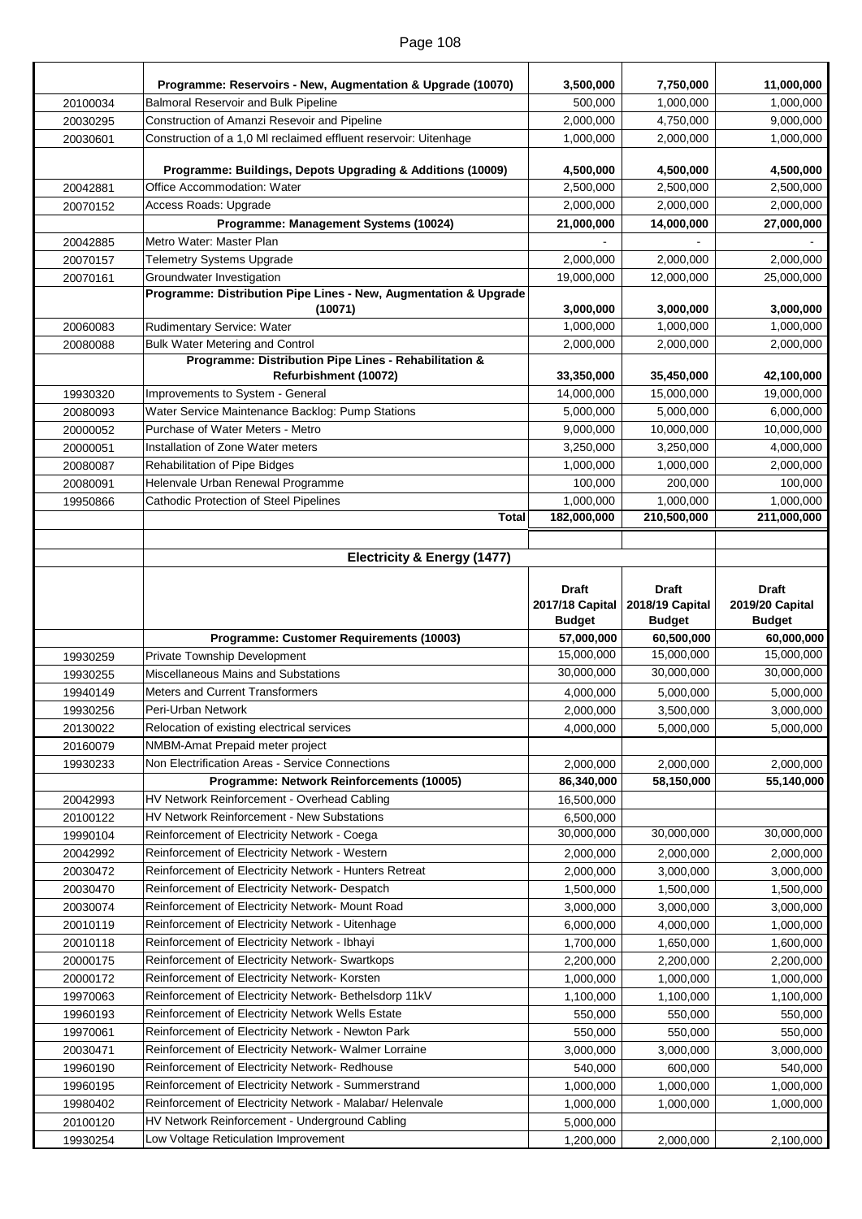| | | | | |
|---|---|---|---|---|
| | **Programme: Reservoirs - New, Augmentation & Upgrade (10070)** | **3,500,000** | **7,750,000** | **11,000,000** |
| 20100034 | Balmoral Reservoir and Bulk Pipeline | 500,000 | 1,000,000 | 1,000,000 |
| 20030295 | Construction of Amanzi Resevoir and Pipeline | 2,000,000 | 4,750,000 | 9,000,000 |
| 20030601 | Construction of a 1,0 Ml reclaimed effluent reservoir: Uitenhage | 1,000,000 | 2,000,000 | 1,000,000 |
| | **Programme: Buildings, Depots Upgrading & Additions (10009)** | **4,500,000** | **4,500,000** | **4,500,000** |
| 20042881 | Office Accommodation: Water | 2,500,000 | 2,500,000 | 2,500,000 |
| 20070152 | Access Roads: Upgrade | 2,000,000 | 2,000,000 | 2,000,000 |
| | **Programme: Management Systems (10024)** | **21,000,000** | **14,000,000** | **27,000,000** |
| 20042885 | Metro Water: Master Plan | - | - | - |
| 20070157 | Telemetry Systems Upgrade | 2,000,000 | 2,000,000 | 2,000,000 |
| 20070161 | Groundwater Investigation | 19,000,000 | 12,000,000 | 25,000,000 |
| | **Programme: Distribution Pipe Lines - New, Augmentation & Upgrade (10071)** | **3,000,000** | **3,000,000** | **3,000,000** |
| 20060083 | Rudimentary Service: Water | 1,000,000 | 1,000,000 | 1,000,000 |
| 20080088 | Bulk Water Metering and Control | 2,000,000 | 2,000,000 | 2,000,000 |
| | **Programme: Distribution Pipe Lines - Rehabilitation & Refurbishment (10072)** | **33,350,000** | **35,450,000** | **42,100,000** |
| 19930320 | Improvements to System - General | 14,000,000 | 15,000,000 | 19,000,000 |
| 20080093 | Water Service Maintenance Backlog: Pump Stations | 5,000,000 | 5,000,000 | 6,000,000 |
| 20000052 | Purchase of Water Meters - Metro | 9,000,000 | 10,000,000 | 10,000,000 |
| 20000051 | Installation of Zone Water meters | 3,250,000 | 3,250,000 | 4,000,000 |
| 20080087 | Rehabilitation of Pipe Bidges | 1,000,000 | 1,000,000 | 2,000,000 |
| 20080091 | Helenvale Urban Renewal Programme | 100,000 | 200,000 | 100,000 |
| 19950866 | Cathodic Protection of Steel Pipelines | 1,000,000 | 1,000,000 | 1,000,000 |
| | **Total** | **182,000,000** | **210,500,000** | **211,000,000** |

| | **Electricity & Energy (1477)** | | | |
|---|---|---|---|---|
| | | **Draft 2017/18 Capital Budget** | **Draft 2018/19 Capital Budget** | **Draft 2019/20 Capital Budget** |
| | **Programme: Customer Requirements (10003)** | **57,000,000** | **60,500,000** | **60,000,000** |
| 19930259 | Private Township Development | 15,000,000 | 15,000,000 | 15,000,000 |
| 19930255 | Miscellaneous Mains and Substations | 30,000,000 | 30,000,000 | 30,000,000 |
| 19940149 | Meters and Current Transformers | 4,000,000 | 5,000,000 | 5,000,000 |
| 19930256 | Peri-Urban Network | 2,000,000 | 3,500,000 | 3,000,000 |
| 20130022 | Relocation of existing electrical services | 4,000,000 | 5,000,000 | 5,000,000 |
| 20160079 | NMBM-Amat Prepaid meter project | | | |
| 19930233 | Non Electrification Areas - Service Connections | 2,000,000 | 2,000,000 | 2,000,000 |
| | **Programme: Network Reinforcements (10005)** | **86,340,000** | **58,150,000** | **55,140,000** |
| 20042993 | HV Network Reinforcement - Overhead Cabling | 16,500,000 | | |
| 20100122 | HV Network Reinforcement - New Substations | 6,500,000 | | |
| 19990104 | Reinforcement of Electricity Network - Coega | 30,000,000 | 30,000,000 | 30,000,000 |
| 20042992 | Reinforcement of Electricity Network - Western | 2,000,000 | 2,000,000 | 2,000,000 |
| 20030472 | Reinforcement of Electricity Network - Hunters Retreat | 2,000,000 | 3,000,000 | 3,000,000 |
| 20030470 | Reinforcement of Electricity Network- Despatch | 1,500,000 | 1,500,000 | 1,500,000 |
| 20030074 | Reinforcement of Electricity Network- Mount Road | 3,000,000 | 3,000,000 | 3,000,000 |
| 20010119 | Reinforcement of Electricity Network - Uitenhage | 6,000,000 | 4,000,000 | 1,000,000 |
| 20010118 | Reinforcement of Electricity Network - Ibhayi | 1,700,000 | 1,650,000 | 1,600,000 |
| 20000175 | Reinforcement of Electricity Network- Swartkops | 2,200,000 | 2,200,000 | 2,200,000 |
| 20000172 | Reinforcement of Electricity Network- Korsten | 1,000,000 | 1,000,000 | 1,000,000 |
| 19970063 | Reinforcement of Electricity Network- Bethelsdorp 11kV | 1,100,000 | 1,100,000 | 1,100,000 |
| 19960193 | Reinforcement of Electricity Network Wells Estate | 550,000 | 550,000 | 550,000 |
| 19970061 | Reinforcement of Electricity Network - Newton Park | 550,000 | 550,000 | 550,000 |
| 20030471 | Reinforcement of Electricity Network- Walmer Lorraine | 3,000,000 | 3,000,000 | 3,000,000 |
| 19960190 | Reinforcement of Electricity Network- Redhouse | 540,000 | 600,000 | 540,000 |
| 19960195 | Reinforcement of Electricity Network - Summerstrand | 1,000,000 | 1,000,000 | 1,000,000 |
| 19980402 | Reinforcement of Electricity Network - Malabar/ Helenvale | 1,000,000 | 1,000,000 | 1,000,000 |
| 20100120 | HV Network Reinforcement - Underground Cabling | 5,000,000 | | |
| 19930254 | Low Voltage Reticulation Improvement | 1,200,000 | 2,000,000 | 2,100,000 |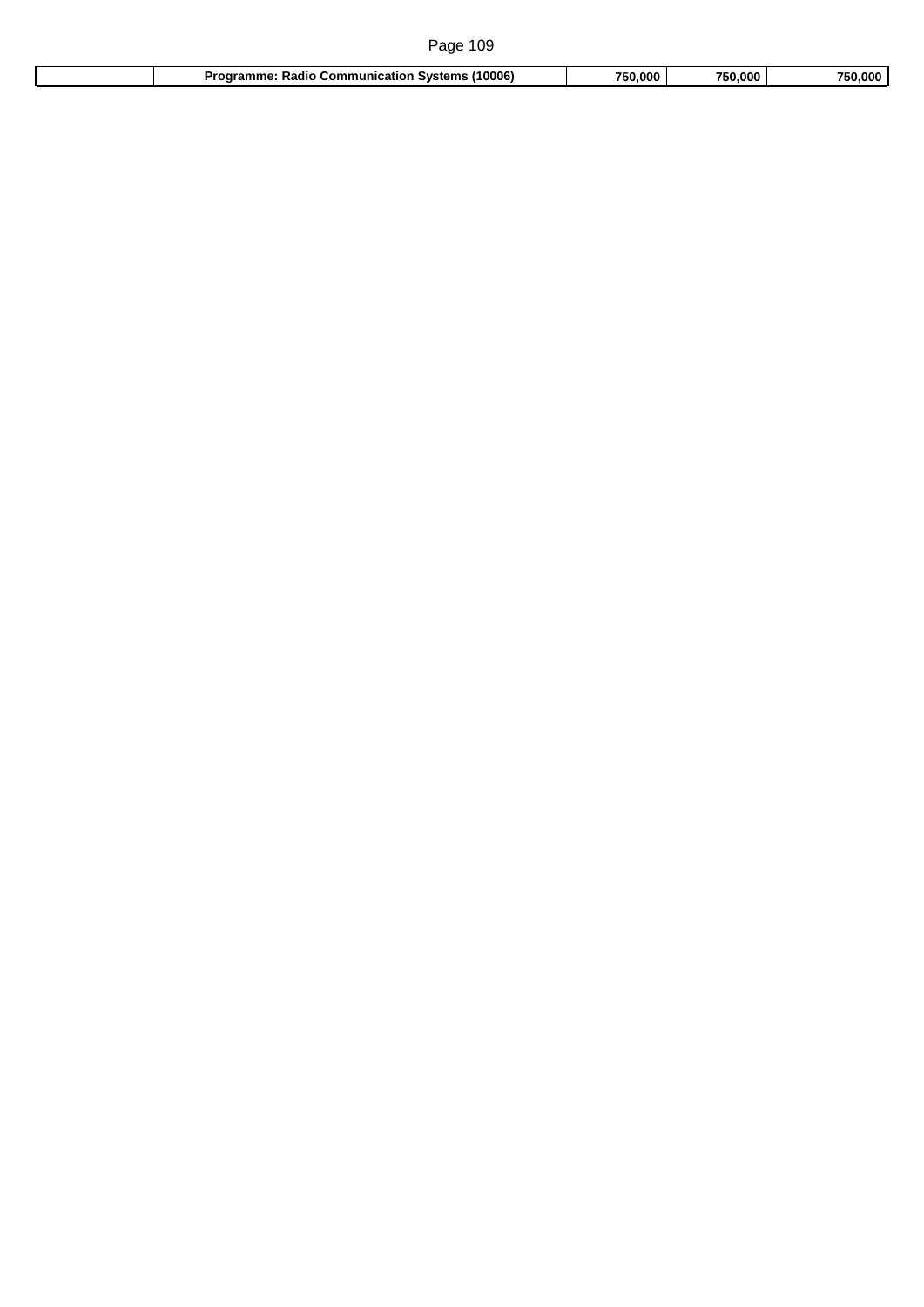|  | **Programme: Radio Communication Systems (10006)** | **750,000** | **750,000** | **750,000** |
|---|---|---|---|---|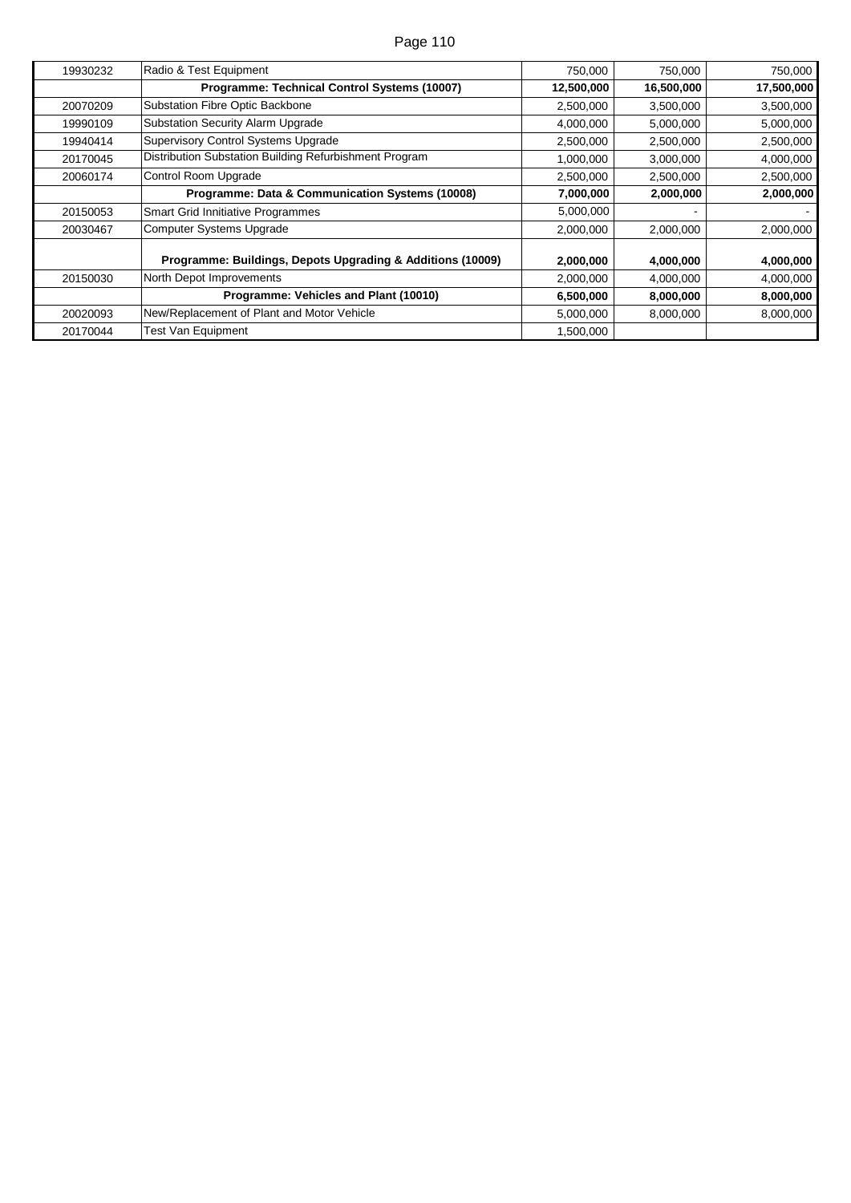| | | | | |
|---|---|---|---|---|
| 19930232 | Radio & Test Equipment | 750,000 | 750,000 | 750,000 |
| | **Programme: Technical Control Systems (10007)** | **12,500,000** | **16,500,000** | **17,500,000** |
| 20070209 | Substation Fibre Optic Backbone | 2,500,000 | 3,500,000 | 3,500,000 |
| 19990109 | Substation Security Alarm Upgrade | 4,000,000 | 5,000,000 | 5,000,000 |
| 19940414 | Supervisory Control Systems Upgrade | 2,500,000 | 2,500,000 | 2,500,000 |
| 20170045 | Distribution Substation Building Refurbishment Program | 1,000,000 | 3,000,000 | 4,000,000 |
| 20060174 | Control Room Upgrade | 2,500,000 | 2,500,000 | 2,500,000 |
| | **Programme: Data & Communication Systems (10008)** | **7,000,000** | **2,000,000** | **2,000,000** |
| 20150053 | Smart Grid Innitiative Programmes | 5,000,000 | - | - |
| 20030467 | Computer Systems Upgrade | 2,000,000 | 2,000,000 | 2,000,000 |
| | **Programme: Buildings, Depots Upgrading & Additions (10009)** | **2,000,000** | **4,000,000** | **4,000,000** |
| 20150030 | North Depot Improvements | 2,000,000 | 4,000,000 | 4,000,000 |
| | **Programme: Vehicles and Plant (10010)** | **6,500,000** | **8,000,000** | **8,000,000** |
| 20020093 | New/Replacement of Plant and Motor Vehicle | 5,000,000 | 8,000,000 | 8,000,000 |
| 20170044 | Test Van Equipment | 1,500,000 | | |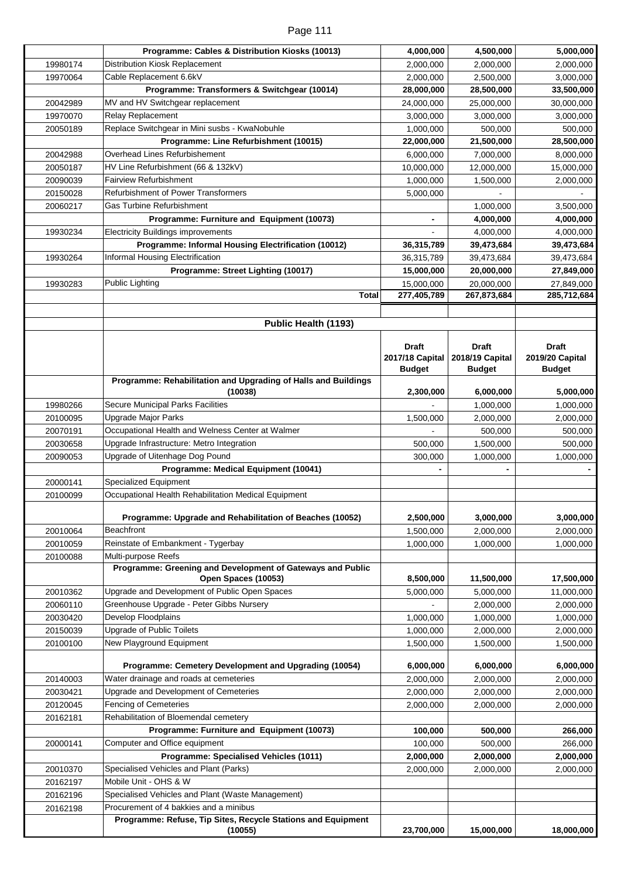| | | | | |
|---|---|---|---|---|
| | **Programme: Cables & Distribution Kiosks (10013)** | **4,000,000** | **4,500,000** | **5,000,000** |
| 19980174 | Distribution Kiosk Replacement | 2,000,000 | 2,000,000 | 2,000,000 |
| 19970064 | Cable Replacement 6.6kV | 2,000,000 | 2,500,000 | 3,000,000 |
| | **Programme: Transformers & Switchgear (10014)** | **28,000,000** | **28,500,000** | **33,500,000** |
| 20042989 | MV and HV Switchgear replacement | 24,000,000 | 25,000,000 | 30,000,000 |
| 19970070 | Relay Replacement | 3,000,000 | 3,000,000 | 3,000,000 |
| 20050189 | Replace Switchgear in Mini susbs - KwaNobuhle | 1,000,000 | 500,000 | 500,000 |
| | **Programme: Line Refurbishment (10015)** | **22,000,000** | **21,500,000** | **28,500,000** |
| 20042988 | Overhead Lines Refurbishement | 6,000,000 | 7,000,000 | 8,000,000 |
| 20050187 | HV Line Refurbishment (66 & 132kV) | 10,000,000 | 12,000,000 | 15,000,000 |
| 20090039 | Fairview Refurbishment | 1,000,000 | 1,500,000 | 2,000,000 |
| 20150028 | Refurbishment of Power Transformers | 5,000,000 | - | - |
| 20060217 | Gas Turbine Refurbishment | | 1,000,000 | 3,500,000 |
| | **Programme: Furniture and Equipment (10073)** | **-** | **4,000,000** | **4,000,000** |
| 19930234 | Electricity Buildings improvements | - | 4,000,000 | 4,000,000 |
| | **Programme: Informal Housing Electrification (10012)** | **36,315,789** | **39,473,684** | **39,473,684** |
| 19930264 | Informal Housing Electrification | 36,315,789 | 39,473,684 | 39,473,684 |
| | **Programme: Street Lighting (10017)** | **15,000,000** | **20,000,000** | **27,849,000** |
| 19930283 | Public Lighting | 15,000,000 | 20,000,000 | 27,849,000 |
| | **Total** | **277,405,789** | **267,873,684** | **285,712,684** |

## Public Health (1193)

| | | Draft 2017/18 Capital Budget | Draft 2018/19 Capital Budget | Draft 2019/20 Capital Budget |
|---|---|---|---|---|
| | **Programme: Rehabilitation and Upgrading of Halls and Buildings (10038)** | **2,300,000** | **6,000,000** | **5,000,000** |
| 19980266 | Secure Municipal Parks Facilities | - | 1,000,000 | 1,000,000 |
| 20100095 | Upgrade Major Parks | 1,500,000 | 2,000,000 | 2,000,000 |
| 20070191 | Occupational Health and Welness Center at Walmer | - | 500,000 | 500,000 |
| 20030658 | Upgrade Infrastructure: Metro Integration | 500,000 | 1,500,000 | 500,000 |
| 20090053 | Upgrade of Uitenhage Dog Pound | 300,000 | 1,000,000 | 1,000,000 |
| | **Programme: Medical Equipment (10041)** | **-** | **-** | **-** |
| 20000141 | Specialized Equipment | | | |
| 20100099 | Occupational Health Rehabilitation Medical Equipment | | | |
| | **Programme: Upgrade and Rehabilitation of Beaches (10052)** | **2,500,000** | **3,000,000** | **3,000,000** |
| 20010064 | Beachfront | 1,500,000 | 2,000,000 | 2,000,000 |
| 20010059 | Reinstate of Embankment - Tygerbay | 1,000,000 | 1,000,000 | 1,000,000 |
| 20100088 | Multi-purpose Reefs | | | |
| | **Programme: Greening and Development of Gateways and Public Open Spaces (10053)** | **8,500,000** | **11,500,000** | **17,500,000** |
| 20010362 | Upgrade and Development of Public Open Spaces | 5,000,000 | 5,000,000 | 11,000,000 |
| 20060110 | Greenhouse Upgrade - Peter Gibbs Nursery | - | 2,000,000 | 2,000,000 |
| 20030420 | Develop Floodplains | 1,000,000 | 1,000,000 | 1,000,000 |
| 20150039 | Upgrade of Public Toilets | 1,000,000 | 2,000,000 | 2,000,000 |
| 20100100 | New Playground Equipment | 1,500,000 | 1,500,000 | 1,500,000 |
| | **Programme: Cemetery Development and Upgrading (10054)** | **6,000,000** | **6,000,000** | **6,000,000** |
| 20140003 | Water drainage and roads at cemeteries | 2,000,000 | 2,000,000 | 2,000,000 |
| 20030421 | Upgrade and Development of Cemeteries | 2,000,000 | 2,000,000 | 2,000,000 |
| 20120045 | Fencing of Cemeteries | 2,000,000 | 2,000,000 | 2,000,000 |
| 20162181 | Rehabilitation of Bloemendal cemetery | | | |
| | **Programme: Furniture and Equipment (10073)** | **100,000** | **500,000** | **266,000** |
| 20000141 | Computer and Office equipment | 100,000 | 500,000 | 266,000 |
| | **Programme: Specialised Vehicles (1011)** | **2,000,000** | **2,000,000** | **2,000,000** |
| 20010370 | Specialised Vehicles and Plant (Parks) | 2,000,000 | 2,000,000 | 2,000,000 |
| 20162197 | Mobile Unit - OHS & W | | | |
| 20162196 | Specialised Vehicles and Plant (Waste Management) | | | |
| 20162198 | Procurement of 4 bakkies and a minibus | | | |
| | **Programme: Refuse, Tip Sites, Recycle Stations and Equipment (10055)** | **23,700,000** | **15,000,000** | **18,000,000** |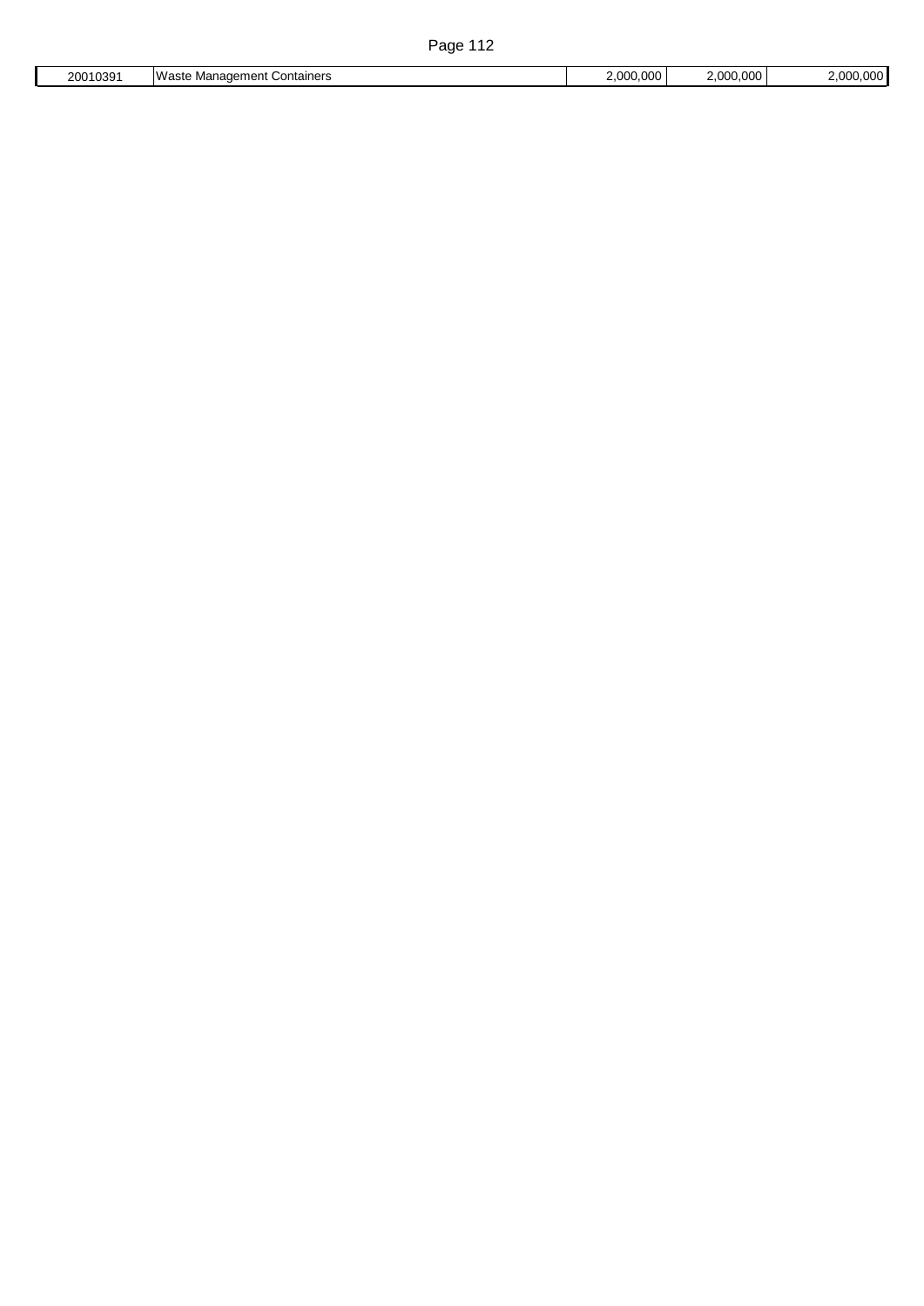| 20010391 | Waste Management Containers | 2,000,000 | 2,000,000 | 2,000,000 |
|---|---|---|---|---|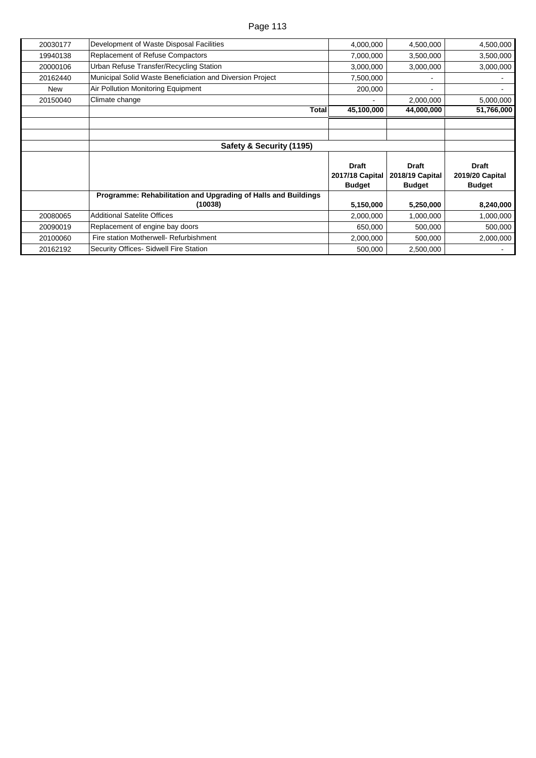| | | | | |
|---|---|---|---|---|
| 20030177 | Development of Waste Disposal Facilities | 4,000,000 | 4,500,000 | 4,500,000 |
| 19940138 | Replacement of Refuse Compactors | 7,000,000 | 3,500,000 | 3,500,000 |
| 20000106 | Urban Refuse Transfer/Recycling Station | 3,000,000 | 3,000,000 | 3,000,000 |
| 20162440 | Municipal Solid Waste Beneficiation and Diversion Project | 7,500,000 | - | - |
| New | Air Pollution Monitoring Equipment | 200,000 | - | - |
| 20150040 | Climate change | - | 2,000,000 | 5,000,000 |
| | **Total** | **45,100,000** | **44,000,000** | **51,766,000** |

**Safety & Security (1195)**

| | | Draft 2017/18 Capital Budget | Draft 2018/19 Capital Budget | Draft 2019/20 Capital Budget |
|---|---|---|---|---|
| | **Programme: Rehabilitation and Upgrading of Halls and Buildings (10038)** | **5,150,000** | **5,250,000** | **8,240,000** |
| 20080065 | Additional Satelite Offices | 2,000,000 | 1,000,000 | 1,000,000 |
| 20090019 | Replacement of engine bay doors | 650,000 | 500,000 | 500,000 |
| 20100060 | Fire station Motherwell- Refurbishment | 2,000,000 | 500,000 | 2,000,000 |
| 20162192 | Security Offices- Sidwell Fire Station | 500,000 | 2,500,000 | - |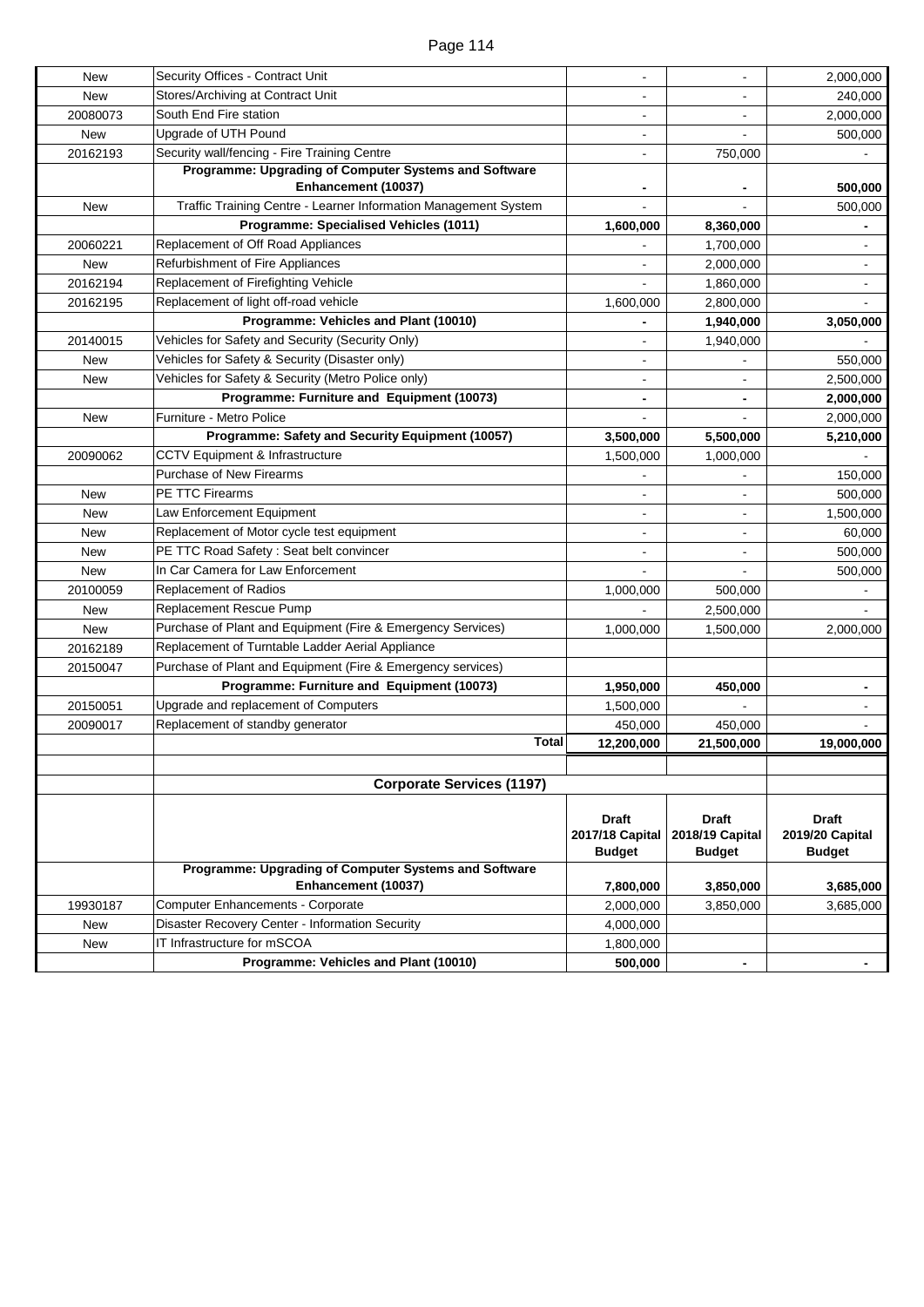| | | | | |
|---|---|---|---|---|
| New | Security Offices - Contract Unit | - | - | 2,000,000 |
| New | Stores/Archiving at Contract Unit | - | - | 240,000 |
| 20080073 | South End Fire station | - | - | 2,000,000 |
| New | Upgrade of UTH Pound | - | - | 500,000 |
| 20162193 | Security wall/fencing - Fire Training Centre | - | 750,000 | - |
| | **Programme: Upgrading of Computer Systems and Software Enhancement (10037)** | **-** | **-** | **500,000** |
| New | Traffic Training Centre - Learner Information Management System | - | - | 500,000 |
| | **Programme: Specialised Vehicles (1011)** | **1,600,000** | **8,360,000** | **-** |
| 20060221 | Replacement of Off Road Appliances | - | 1,700,000 | - |
| New | Refurbishment of Fire Appliances | - | 2,000,000 | - |
| 20162194 | Replacement of Firefighting Vehicle | - | 1,860,000 | - |
| 20162195 | Replacement of light off-road vehicle | 1,600,000 | 2,800,000 | - |
| | **Programme: Vehicles and Plant (10010)** | **-** | **1,940,000** | **3,050,000** |
| 20140015 | Vehicles for Safety and Security (Security Only) | - | 1,940,000 | - |
| New | Vehicles for Safety & Security (Disaster only) | - | - | 550,000 |
| New | Vehicles for Safety & Security (Metro Police only) | - | - | 2,500,000 |
| | **Programme: Furniture and Equipment (10073)** | **-** | **-** | **2,000,000** |
| New | Furniture - Metro Police | - | - | 2,000,000 |
| | **Programme: Safety and Security Equipment (10057)** | **3,500,000** | **5,500,000** | **5,210,000** |
| 20090062 | CCTV Equipment & Infrastructure | 1,500,000 | 1,000,000 | - |
| | Purchase of New Firearms | - | - | 150,000 |
| New | PE TTC Firearms | - | - | 500,000 |
| New | Law Enforcement Equipment | - | - | 1,500,000 |
| New | Replacement of Motor cycle test equipment | - | - | 60,000 |
| New | PE TTC Road Safety : Seat belt convincer | - | - | 500,000 |
| New | In Car Camera for Law Enforcement | - | - | 500,000 |
| 20100059 | Replacement of Radios | 1,000,000 | 500,000 | - |
| New | Replacement Rescue Pump | - | 2,500,000 | - |
| New | Purchase of Plant and Equipment (Fire & Emergency Services) | 1,000,000 | 1,500,000 | 2,000,000 |
| 20162189 | Replacement of Turntable Ladder Aerial Appliance | | | |
| 20150047 | Purchase of Plant and Equipment (Fire & Emergency services) | | | |
| | **Programme: Furniture and Equipment (10073)** | **1,950,000** | **450,000** | **-** |
| 20150051 | Upgrade and replacement of Computers | 1,500,000 | - | - |
| 20090017 | Replacement of standby generator | 450,000 | 450,000 | - |
| | **Total** | **12,200,000** | **21,500,000** | **19,000,000** |
| | | | | |
| | **Corporate Services (1197)** | | | |
| | | **Draft 2017/18 Capital Budget** | **Draft 2018/19 Capital Budget** | **Draft 2019/20 Capital Budget** |
| | **Programme: Upgrading of Computer Systems and Software Enhancement (10037)** | **7,800,000** | **3,850,000** | **3,685,000** |
| 19930187 | Computer Enhancements - Corporate | 2,000,000 | 3,850,000 | 3,685,000 |
| New | Disaster Recovery Center - Information Security | 4,000,000 | | |
| New | IT Infrastructure for mSCOA | 1,800,000 | | |
| | **Programme: Vehicles and Plant (10010)** | **500,000** | **-** | **-** |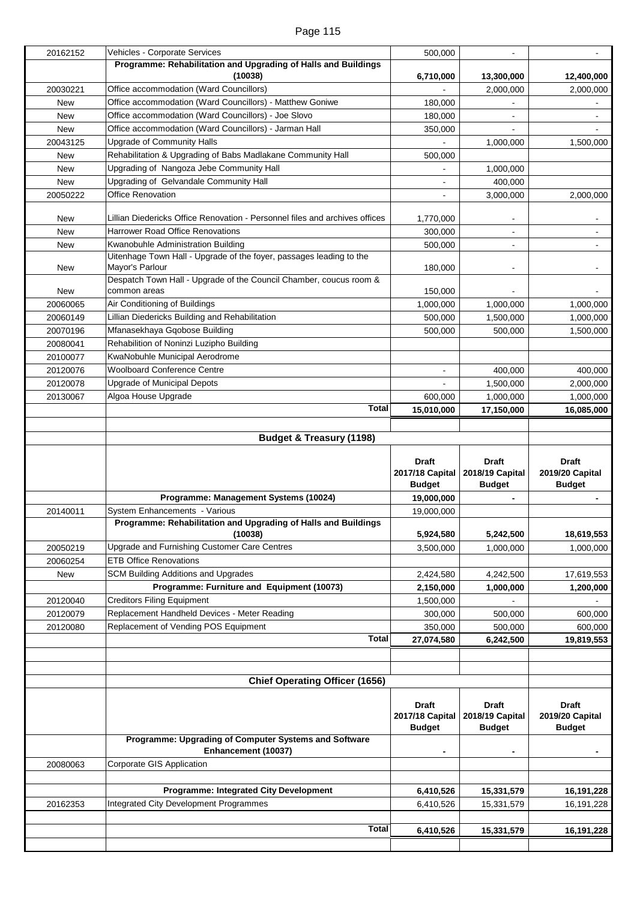| | | | | |
|---|---|---|---|---|
| 20162152 | Vehicles - Corporate Services | 500,000 | - | - |
| | **Programme: Rehabilitation and Upgrading of Halls and Buildings (10038)** | **6,710,000** | **13,300,000** | **12,400,000** |
| 20030221 | Office accommodation (Ward Councillors) | - | 2,000,000 | 2,000,000 |
| New | Office accommodation (Ward Councillors) - Matthew Goniwe | 180,000 | - | - |
| New | Office accommodation (Ward Councillors) - Joe Slovo | 180,000 | - | - |
| New | Office accommodation (Ward Councillors) - Jarman Hall | 350,000 | - | - |
| 20043125 | Upgrade of Community Halls | - | 1,000,000 | 1,500,000 |
| New | Rehabilitation & Upgrading of Babs Madlakane Community Hall | 500,000 | | |
| New | Upgrading of Nangoza Jebe Community Hall | - | 1,000,000 | |
| New | Upgrading of Gelvandale Community Hall | - | 400,000 | |
| 20050222 | Office Renovation | - | 3,000,000 | 2,000,000 |
| New | Lillian Diedericks Office Renovation - Personnel files and archives offices | 1,770,000 | - | - |
| New | Harrower Road Office Renovations | 300,000 | - | - |
| New | Kwanobuhle Administration Building | 500,000 | - | - |
| New | Uitenhage Town Hall - Upgrade of the foyer, passages leading to the Mayor's Parlour | 180,000 | - | - |
| New | Despatch Town Hall - Upgrade of the Council Chamber, coucus room & common areas | 150,000 | - | - |
| 20060065 | Air Conditioning of Buildings | 1,000,000 | 1,000,000 | 1,000,000 |
| 20060149 | Lillian Diedericks Building and Rehabilitation | 500,000 | 1,500,000 | 1,000,000 |
| 20070196 | Mfanasekhaya Gqobose Building | 500,000 | 500,000 | 1,500,000 |
| 20080041 | Rehabilition of Noninzi Luzipho Building | | | |
| 20100077 | KwaNobuhle Municipal Aerodrome | | | |
| 20120076 | Woolboard Conference Centre | - | 400,000 | 400,000 |
| 20120078 | Upgrade of Municipal Depots | - | 1,500,000 | 2,000,000 |
| 20130067 | Algoa House Upgrade | 600,000 | 1,000,000 | 1,000,000 |
| | **Total** | **15,010,000** | **17,150,000** | **16,085,000** |

| | **Budget & Treasury (1198)** | | | |
|---|---|---|---|---|
| | | **Draft 2017/18 Capital Budget** | **Draft 2018/19 Capital Budget** | **Draft 2019/20 Capital Budget** |
| | **Programme: Management Systems (10024)** | **19,000,000** | **-** | **-** |
| 20140011 | System Enhancements - Various | 19,000,000 | | |
| | **Programme: Rehabilitation and Upgrading of Halls and Buildings (10038)** | **5,924,580** | **5,242,500** | **18,619,553** |
| 20050219 | Upgrade and Furnishing Customer Care Centres | 3,500,000 | 1,000,000 | 1,000,000 |
| 20060254 | ETB Office Renovations | | | |
| New | SCM Building Additions and Upgrades | 2,424,580 | 4,242,500 | 17,619,553 |
| | **Programme: Furniture and Equipment (10073)** | **2,150,000** | **1,000,000** | **1,200,000** |
| 20120040 | Creditors Filing Equipment | 1,500,000 | - | - |
| 20120079 | Replacement Handheld Devices - Meter Reading | 300,000 | 500,000 | 600,000 |
| 20120080 | Replacement of Vending POS Equipment | 350,000 | 500,000 | 600,000 |
| | **Total** | **27,074,580** | **6,242,500** | **19,819,553** |

| | **Chief Operating Officer (1656)** | | | |
|---|---|---|---|---|
| | | **Draft 2017/18 Capital Budget** | **Draft 2018/19 Capital Budget** | **Draft 2019/20 Capital Budget** |
| | **Programme: Upgrading of Computer Systems and Software Enhancement (10037)** | **-** | **-** | **-** |
| 20080063 | Corporate GIS Application | | | |
| | **Programme: Integrated City Development** | **6,410,526** | **15,331,579** | **16,191,228** |
| 20162353 | Integrated City Development Programmes | 6,410,526 | 15,331,579 | 16,191,228 |
| | **Total** | **6,410,526** | **15,331,579** | **16,191,228** |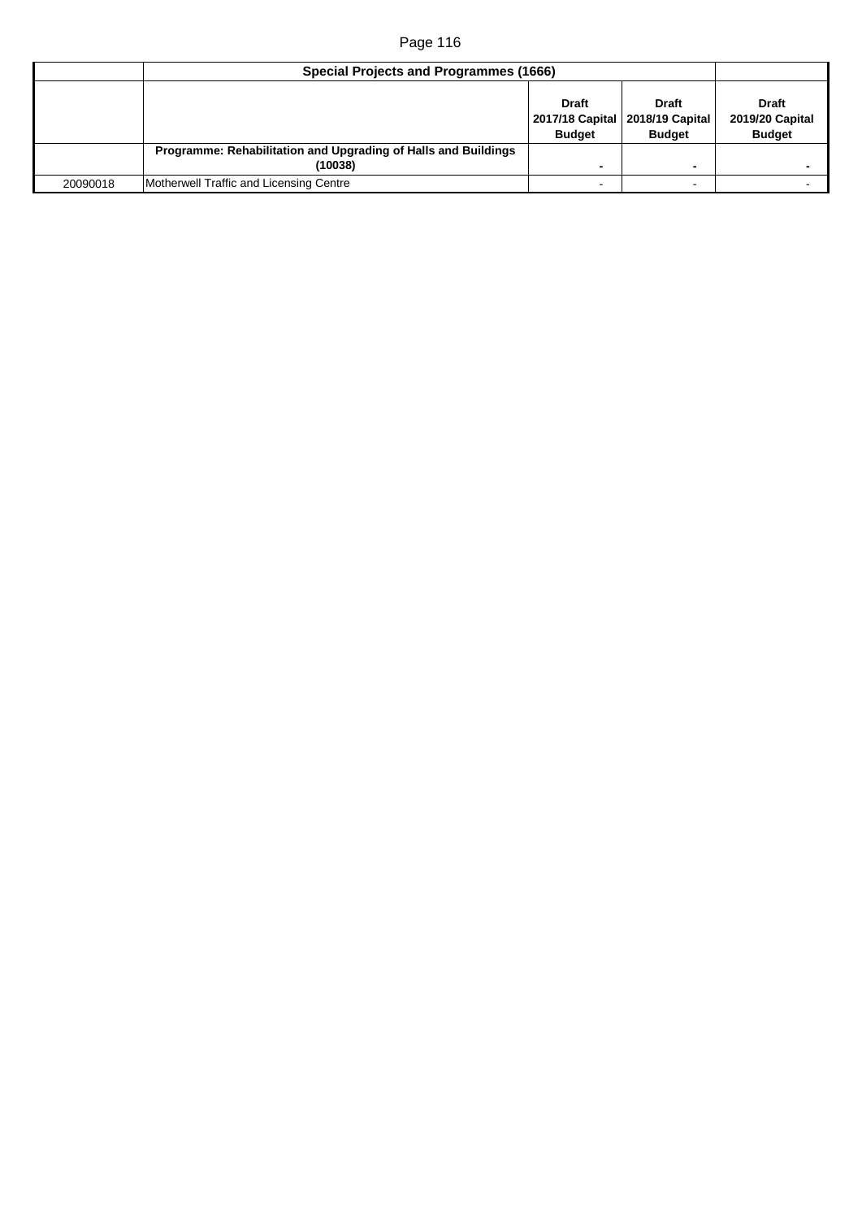| | Special Projects and Programmes (1666) | | | |
|---|---|---|---|---|
| | | **Draft 2017/18 Capital Budget** | **Draft 2018/19 Capital Budget** | **Draft 2019/20 Capital Budget** |
| | **Programme: Rehabilitation and Upgrading of Halls and Buildings (10038)** | **-** | **-** | **-** |
| 20090018 | Motherwell Traffic and Licensing Centre | - | - | - |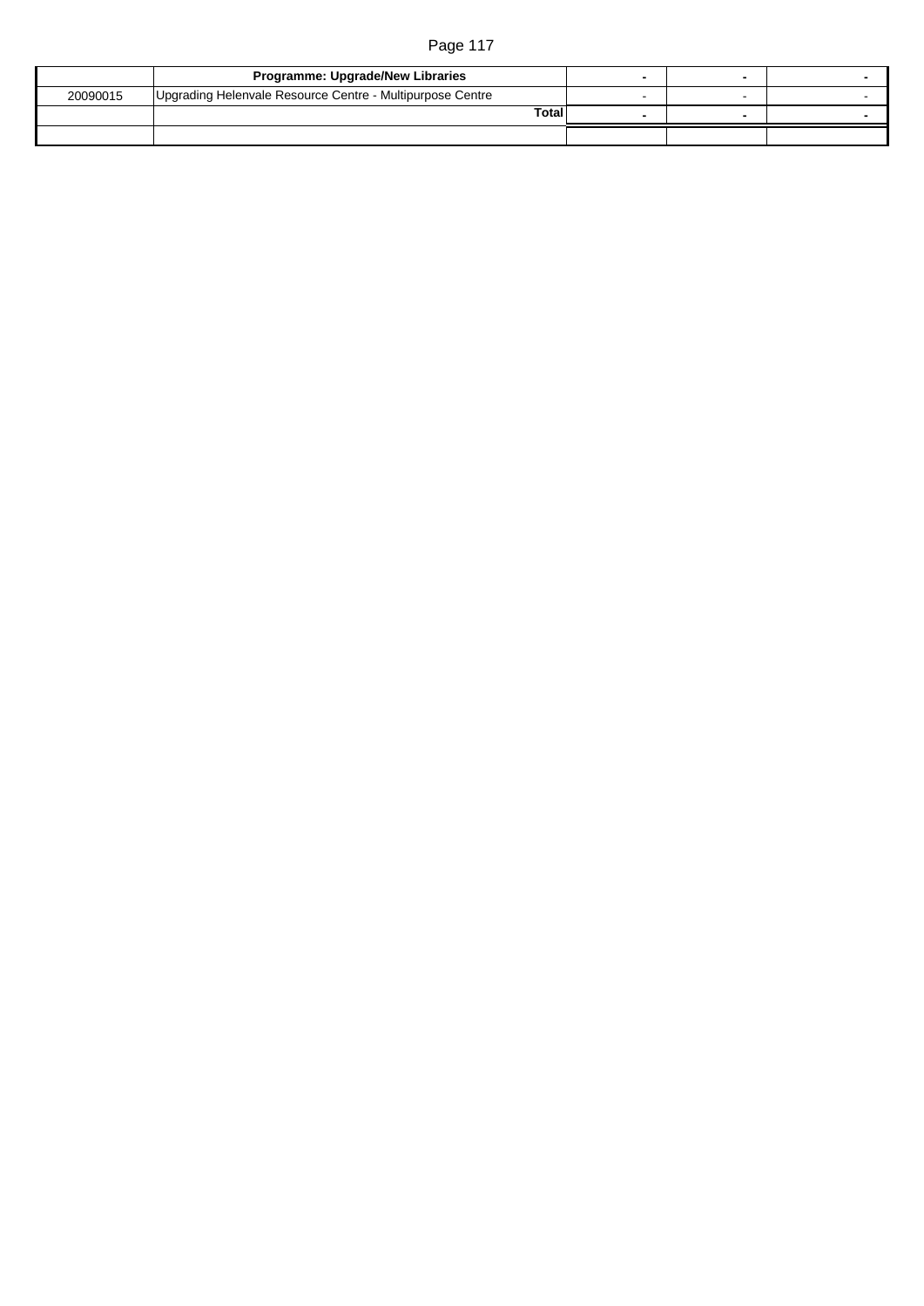| | Programme: Upgrade/New Libraries | - | - | - |
|---|---|---|---|---|
| 20090015 | Upgrading Helenvale Resource Centre - Multipurpose Centre | - | - | - |
| | **Total** | - | - | - |
| | | | | |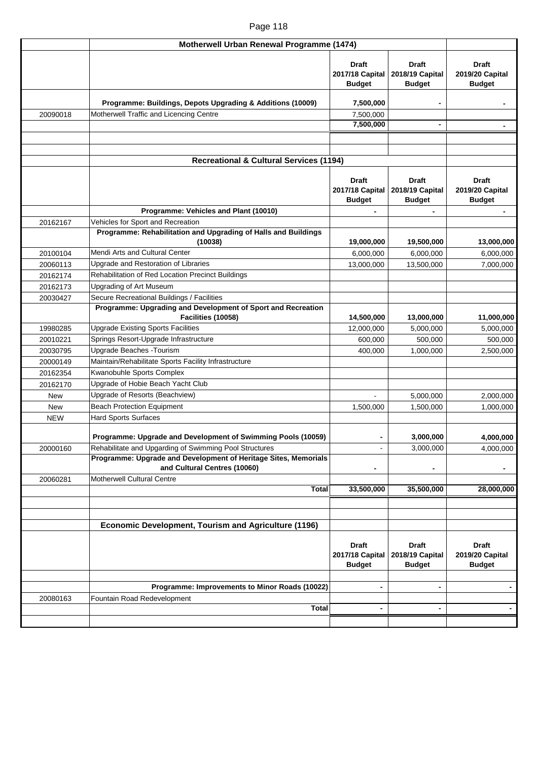| | Motherwell Urban Renewal Programme (1474) | | | |
|---|---|---|---|---|
| | | **Draft 2017/18 Capital Budget** | **Draft 2018/19 Capital Budget** | **Draft 2019/20 Capital Budget** |
| | **Programme: Buildings, Depots Upgrading & Additions (10009)** | **7,500,000** | **-** | **-** |
| 20090018 | Motherwell Traffic and Licencing Centre | 7,500,000 | | |
| | | **7,500,000** | **-** | **-** |

| | Recreational & Cultural Services (1194) | | | |
|---|---|---|---|---|
| | | **Draft 2017/18 Capital Budget** | **Draft 2018/19 Capital Budget** | **Draft 2019/20 Capital Budget** |
| | **Programme: Vehicles and Plant (10010)** | **-** | **-** | **-** |
| 20162167 | Vehicles for Sport and Recreation | | | |
| | **Programme: Rehabilitation and Upgrading of Halls and Buildings (10038)** | **19,000,000** | **19,500,000** | **13,000,000** |
| 20100104 | Mendi Arts and Cultural Center | 6,000,000 | 6,000,000 | 6,000,000 |
| 20060113 | Upgrade and Restoration of Libraries | 13,000,000 | 13,500,000 | 7,000,000 |
| 20162174 | Rehabilitation of Red Location Precinct Buildings | | | |
| 20162173 | Upgrading of Art Museum | | | |
| 20030427 | Secure Recreational Buildings / Facilities | | | |
| | **Programme: Upgrading and Development of Sport and Recreation Facilities (10058)** | **14,500,000** | **13,000,000** | **11,000,000** |
| 19980285 | Upgrade Existing Sports Facilities | 12,000,000 | 5,000,000 | 5,000,000 |
| 20010221 | Springs Resort-Upgrade Infrastructure | 600,000 | 500,000 | 500,000 |
| 20030795 | Upgrade Beaches -Tourism | 400,000 | 1,000,000 | 2,500,000 |
| 20000149 | Maintain/Rehabilitate Sports Facility Infrastructure | | | |
| 20162354 | Kwanobuhle Sports Complex | | | |
| 20162170 | Upgrade of Hobie Beach Yacht Club | | | |
| New | Upgrade of Resorts (Beachview) | - | 5,000,000 | 2,000,000 |
| New | Beach Protection Equipment | 1,500,000 | 1,500,000 | 1,000,000 |
| NEW | Hard Sports Surfaces | | | |
| | **Programme: Upgrade and Development of Swimming Pools (10059)** | **-** | **3,000,000** | **4,000,000** |
| 20000160 | Rehabilitate and Upgarding of Swimming Pool Structures | - | 3,000,000 | 4,000,000 |
| | **Programme: Upgrade and Development of Heritage Sites, Memorials and Cultural Centres (10060)** | **-** | **-** | **-** |
| 20060281 | Motherwell Cultural Centre | | | |
| | **Total** | **33,500,000** | **35,500,000** | **28,000,000** |

| | Economic Development, Tourism and Agriculture (1196) | | | |
|---|---|---|---|---|
| | | **Draft 2017/18 Capital Budget** | **Draft 2018/19 Capital Budget** | **Draft 2019/20 Capital Budget** |
| | **Programme: Improvements to Minor Roads (10022)** | **-** | **-** | **-** |
| 20080163 | Fountain Road Redevelopment | | | |
| | **Total** | **-** | **-** | **-** |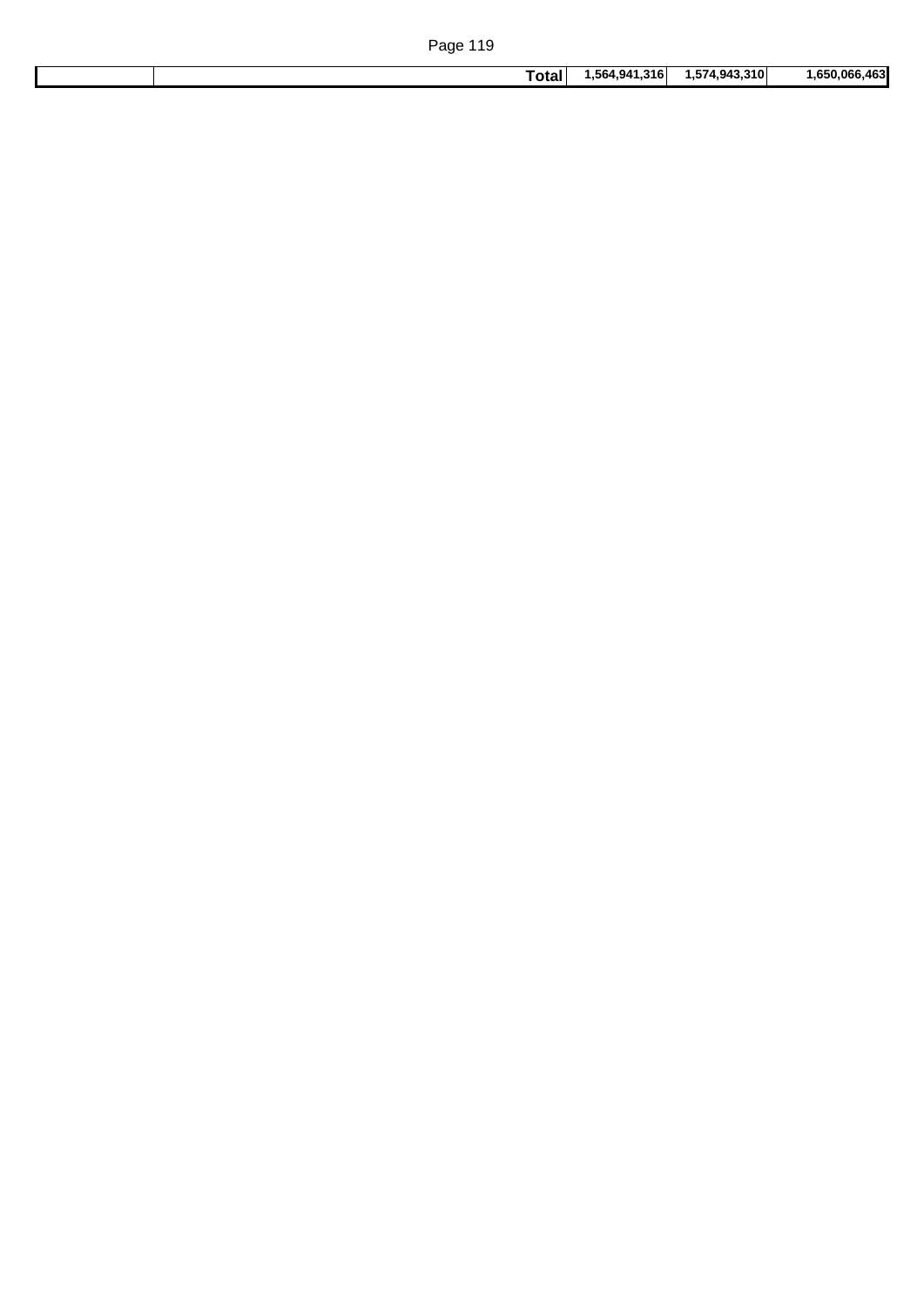| | | | | |
|---|---|---|---|---|
| | Total | 1,564,941,316 | 1,574,943,310 | 1,650,066,463 |